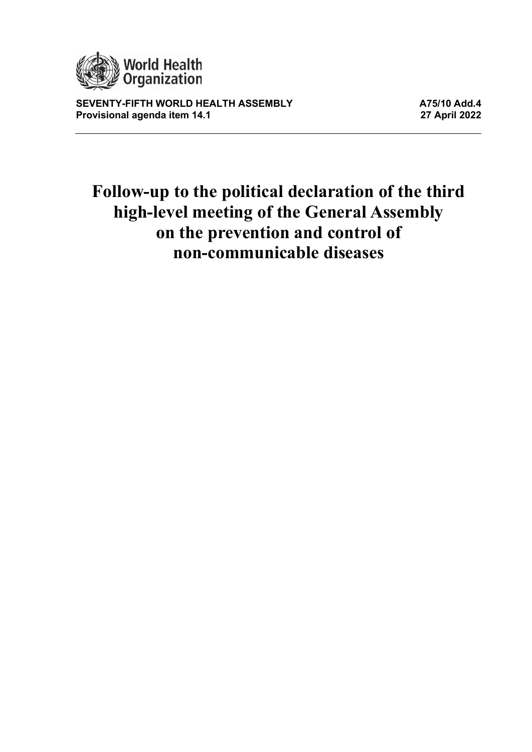World Health Organization

**SEVENTY-FIFTH WORLD HEALTH ASSEMBLY** **A75/10 Add.4**
**Provisional agenda item 14.1** **27 April 2022**

# Follow-up to the political declaration of the third high-level meeting of the General Assembly on the prevention and control of non-communicable diseases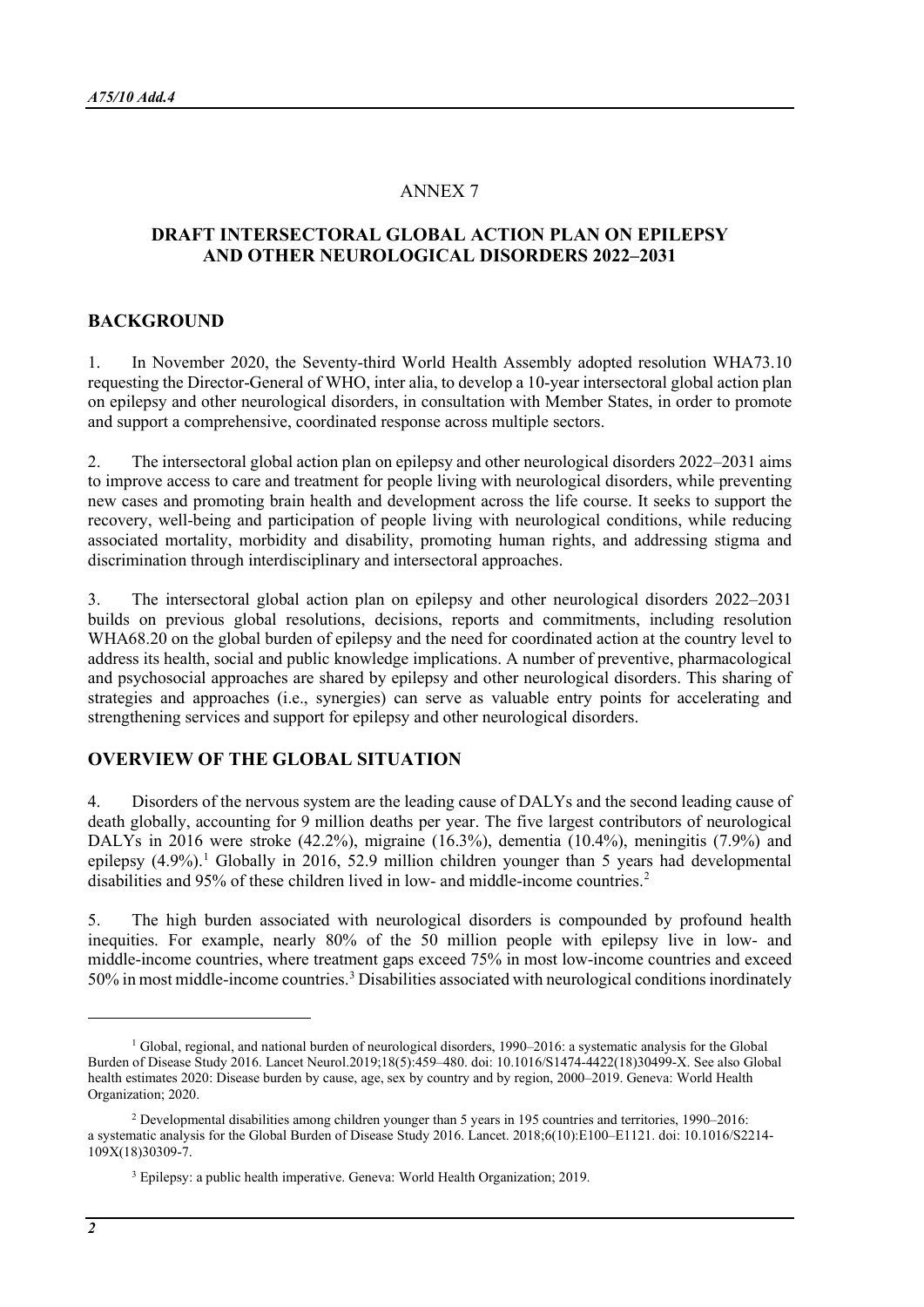# ANNEX 7

## DRAFT INTERSECTORAL GLOBAL ACTION PLAN ON EPILEPSY AND OTHER NEUROLOGICAL DISORDERS 2022–2031

## BACKGROUND

1. In November 2020, the Seventy-third World Health Assembly adopted resolution WHA73.10 requesting the Director-General of WHO, inter alia, to develop a 10-year intersectoral global action plan on epilepsy and other neurological disorders, in consultation with Member States, in order to promote and support a comprehensive, coordinated response across multiple sectors.

2. The intersectoral global action plan on epilepsy and other neurological disorders 2022–2031 aims to improve access to care and treatment for people living with neurological disorders, while preventing new cases and promoting brain health and development across the life course. It seeks to support the recovery, well-being and participation of people living with neurological conditions, while reducing associated mortality, morbidity and disability, promoting human rights, and addressing stigma and discrimination through interdisciplinary and intersectoral approaches.

3. The intersectoral global action plan on epilepsy and other neurological disorders 2022–2031 builds on previous global resolutions, decisions, reports and commitments, including resolution WHA68.20 on the global burden of epilepsy and the need for coordinated action at the country level to address its health, social and public knowledge implications. A number of preventive, pharmacological and psychosocial approaches are shared by epilepsy and other neurological disorders. This sharing of strategies and approaches (i.e., synergies) can serve as valuable entry points for accelerating and strengthening services and support for epilepsy and other neurological disorders.

## OVERVIEW OF THE GLOBAL SITUATION

4. Disorders of the nervous system are the leading cause of DALYs and the second leading cause of death globally, accounting for 9 million deaths per year. The five largest contributors of neurological DALYs in 2016 were stroke (42.2%), migraine (16.3%), dementia (10.4%), meningitis (7.9%) and epilepsy (4.9%).[1] Globally in 2016, 52.9 million children younger than 5 years had developmental disabilities and 95% of these children lived in low- and middle-income countries.[2]

5. The high burden associated with neurological disorders is compounded by profound health inequities. For example, nearly 80% of the 50 million people with epilepsy live in low- and middle-income countries, where treatment gaps exceed 75% in most low-income countries and exceed 50% in most middle-income countries.[3] Disabilities associated with neurological conditions inordinately

---

[1] Global, regional, and national burden of neurological disorders, 1990–2016: a systematic analysis for the Global Burden of Disease Study 2016. Lancet Neurol.2019;18(5):459–480. doi: 10.1016/S1474-4422(18)30499-X. See also Global health estimates 2020: Disease burden by cause, age, sex by country and by region, 2000–2019. Geneva: World Health Organization; 2020.

[2] Developmental disabilities among children younger than 5 years in 195 countries and territories, 1990–2016: a systematic analysis for the Global Burden of Disease Study 2016. Lancet. 2018;6(10):E100–E1121. doi: 10.1016/S2214-109X(18)30309-7.

[3] Epilepsy: a public health imperative. Geneva: World Health Organization; 2019.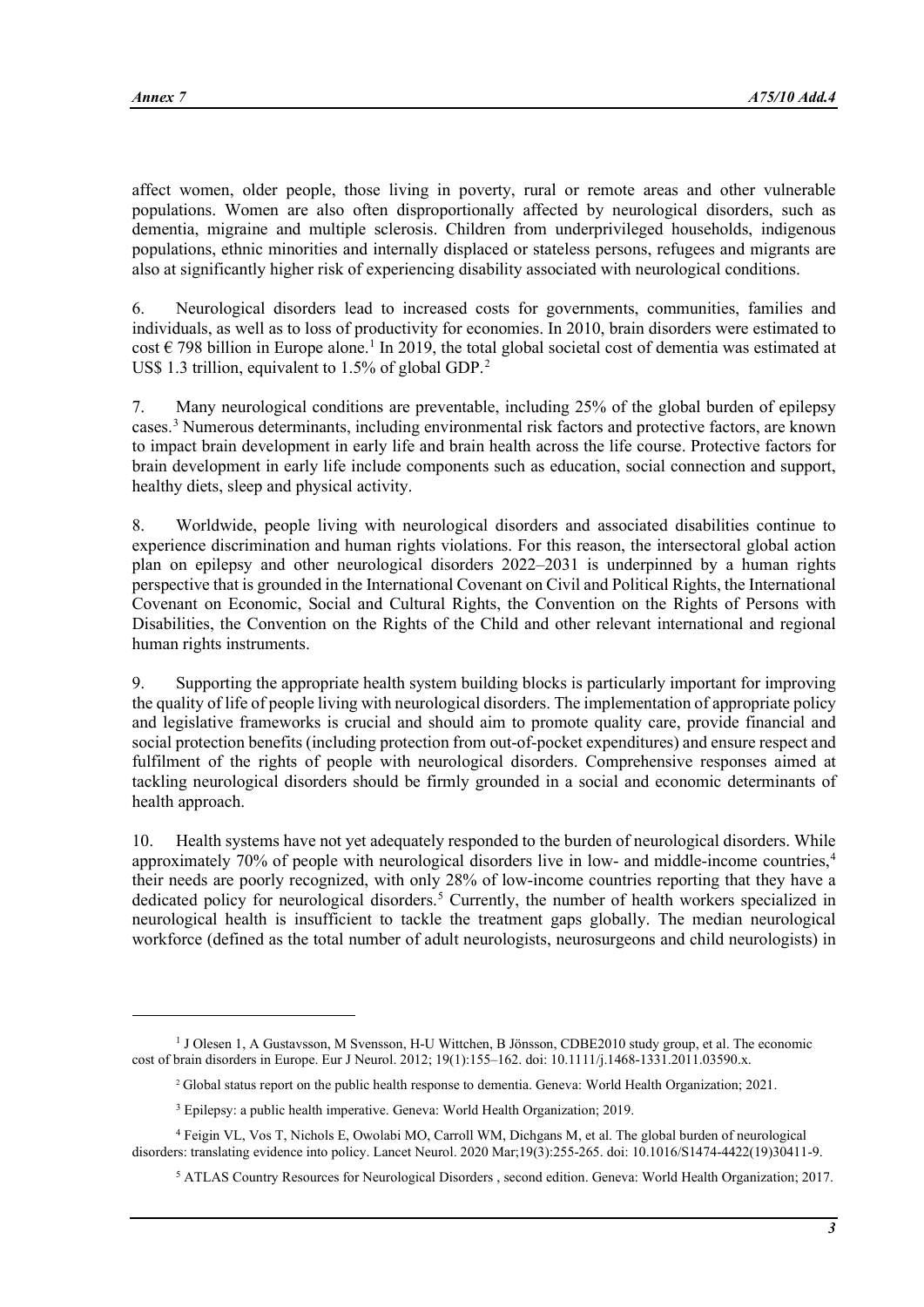affect women, older people, those living in poverty, rural or remote areas and other vulnerable populations. Women are also often disproportionally affected by neurological disorders, such as dementia, migraine and multiple sclerosis. Children from underprivileged households, indigenous populations, ethnic minorities and internally displaced or stateless persons, refugees and migrants are also at significantly higher risk of experiencing disability associated with neurological conditions.

6. Neurological disorders lead to increased costs for governments, communities, families and individuals, as well as to loss of productivity for economies. In 2010, brain disorders were estimated to cost € 798 billion in Europe alone.[1] In 2019, the total global societal cost of dementia was estimated at US$ 1.3 trillion, equivalent to 1.5% of global GDP.[2]

7. Many neurological conditions are preventable, including 25% of the global burden of epilepsy cases.[3] Numerous determinants, including environmental risk factors and protective factors, are known to impact brain development in early life and brain health across the life course. Protective factors for brain development in early life include components such as education, social connection and support, healthy diets, sleep and physical activity.

8. Worldwide, people living with neurological disorders and associated disabilities continue to experience discrimination and human rights violations. For this reason, the intersectoral global action plan on epilepsy and other neurological disorders 2022–2031 is underpinned by a human rights perspective that is grounded in the International Covenant on Civil and Political Rights, the International Covenant on Economic, Social and Cultural Rights, the Convention on the Rights of Persons with Disabilities, the Convention on the Rights of the Child and other relevant international and regional human rights instruments.

9. Supporting the appropriate health system building blocks is particularly important for improving the quality of life of people living with neurological disorders. The implementation of appropriate policy and legislative frameworks is crucial and should aim to promote quality care, provide financial and social protection benefits (including protection from out-of-pocket expenditures) and ensure respect and fulfilment of the rights of people with neurological disorders. Comprehensive responses aimed at tackling neurological disorders should be firmly grounded in a social and economic determinants of health approach.

10. Health systems have not yet adequately responded to the burden of neurological disorders. While approximately 70% of people with neurological disorders live in low- and middle-income countries,[4] their needs are poorly recognized, with only 28% of low-income countries reporting that they have a dedicated policy for neurological disorders.[5] Currently, the number of health workers specialized in neurological health is insufficient to tackle the treatment gaps globally. The median neurological workforce (defined as the total number of adult neurologists, neurosurgeons and child neurologists) in

---

[1] J Olesen 1, A Gustavsson, M Svensson, H-U Wittchen, B Jönsson, CDBE2010 study group, et al. The economic cost of brain disorders in Europe. Eur J Neurol. 2012; 19(1):155–162. doi: 10.1111/j.1468-1331.2011.03590.x.

[2] Global status report on the public health response to dementia. Geneva: World Health Organization; 2021.

[3] Epilepsy: a public health imperative. Geneva: World Health Organization; 2019.

[4] Feigin VL, Vos T, Nichols E, Owolabi MO, Carroll WM, Dichgans M, et al. The global burden of neurological disorders: translating evidence into policy. Lancet Neurol. 2020 Mar;19(3):255-265. doi: 10.1016/S1474-4422(19)30411-9.

[5] ATLAS Country Resources for Neurological Disorders , second edition. Geneva: World Health Organization; 2017.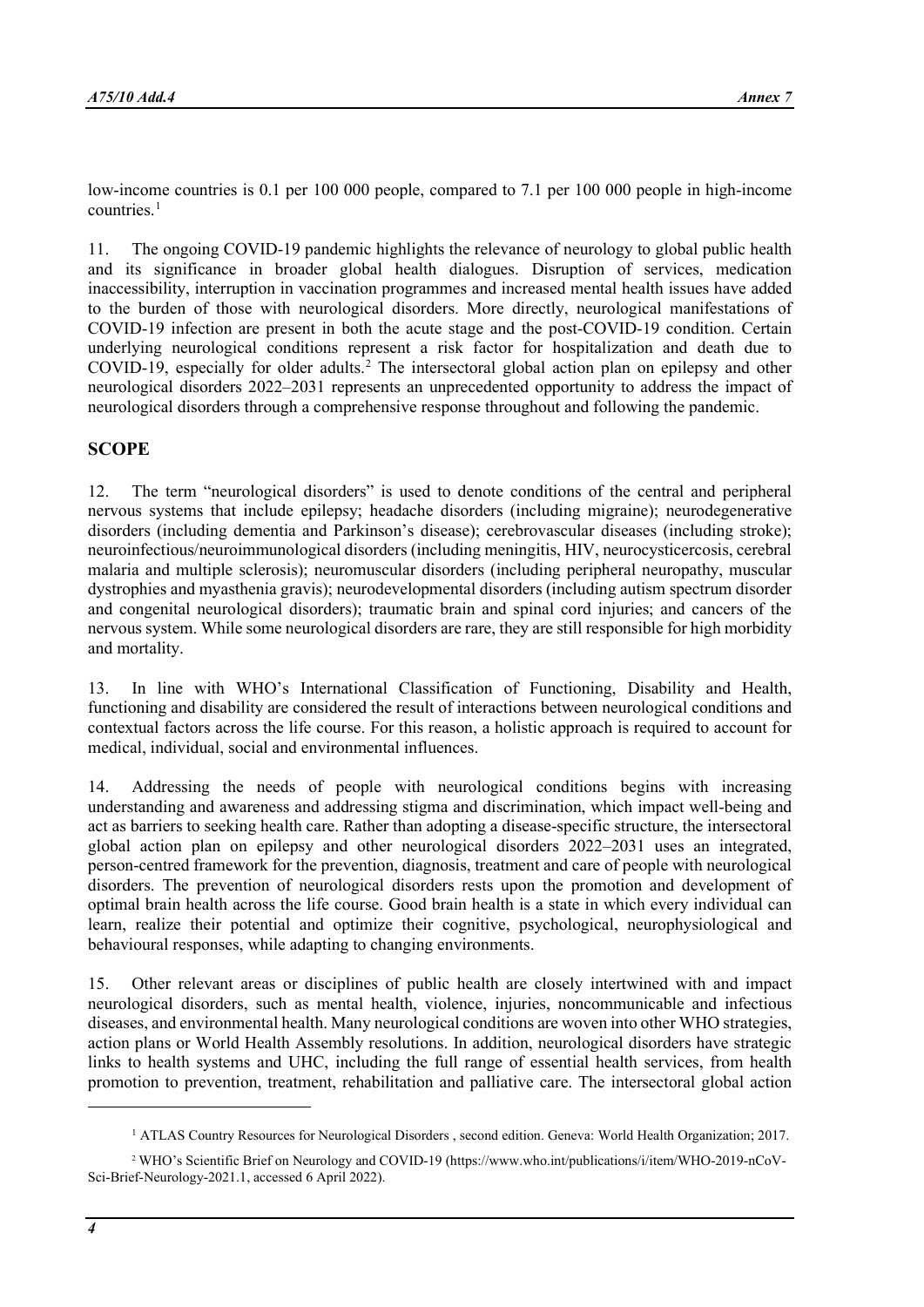low-income countries is 0.1 per 100 000 people, compared to 7.1 per 100 000 people in high-income countries.[1]

11. The ongoing COVID-19 pandemic highlights the relevance of neurology to global public health and its significance in broader global health dialogues. Disruption of services, medication inaccessibility, interruption in vaccination programmes and increased mental health issues have added to the burden of those with neurological disorders. More directly, neurological manifestations of COVID-19 infection are present in both the acute stage and the post-COVID-19 condition. Certain underlying neurological conditions represent a risk factor for hospitalization and death due to COVID-19, especially for older adults.[2] The intersectoral global action plan on epilepsy and other neurological disorders 2022–2031 represents an unprecedented opportunity to address the impact of neurological disorders through a comprehensive response throughout and following the pandemic.

## SCOPE

12. The term "neurological disorders" is used to denote conditions of the central and peripheral nervous systems that include epilepsy; headache disorders (including migraine); neurodegenerative disorders (including dementia and Parkinson's disease); cerebrovascular diseases (including stroke); neuroinfectious/neuroimmunological disorders (including meningitis, HIV, neurocysticercosis, cerebral malaria and multiple sclerosis); neuromuscular disorders (including peripheral neuropathy, muscular dystrophies and myasthenia gravis); neurodevelopmental disorders (including autism spectrum disorder and congenital neurological disorders); traumatic brain and spinal cord injuries; and cancers of the nervous system. While some neurological disorders are rare, they are still responsible for high morbidity and mortality.

13. In line with WHO's International Classification of Functioning, Disability and Health, functioning and disability are considered the result of interactions between neurological conditions and contextual factors across the life course. For this reason, a holistic approach is required to account for medical, individual, social and environmental influences.

14. Addressing the needs of people with neurological conditions begins with increasing understanding and awareness and addressing stigma and discrimination, which impact well-being and act as barriers to seeking health care. Rather than adopting a disease-specific structure, the intersectoral global action plan on epilepsy and other neurological disorders 2022–2031 uses an integrated, person-centred framework for the prevention, diagnosis, treatment and care of people with neurological disorders. The prevention of neurological disorders rests upon the promotion and development of optimal brain health across the life course. Good brain health is a state in which every individual can learn, realize their potential and optimize their cognitive, psychological, neurophysiological and behavioural responses, while adapting to changing environments.

15. Other relevant areas or disciplines of public health are closely intertwined with and impact neurological disorders, such as mental health, violence, injuries, noncommunicable and infectious diseases, and environmental health. Many neurological conditions are woven into other WHO strategies, action plans or World Health Assembly resolutions. In addition, neurological disorders have strategic links to health systems and UHC, including the full range of essential health services, from health promotion to prevention, treatment, rehabilitation and palliative care. The intersectoral global action

---

[1] ATLAS Country Resources for Neurological Disorders , second edition. Geneva: World Health Organization; 2017.

[2] WHO's Scientific Brief on Neurology and COVID-19 (https://www.who.int/publications/i/item/WHO-2019-nCoV-Sci-Brief-Neurology-2021.1, accessed 6 April 2022).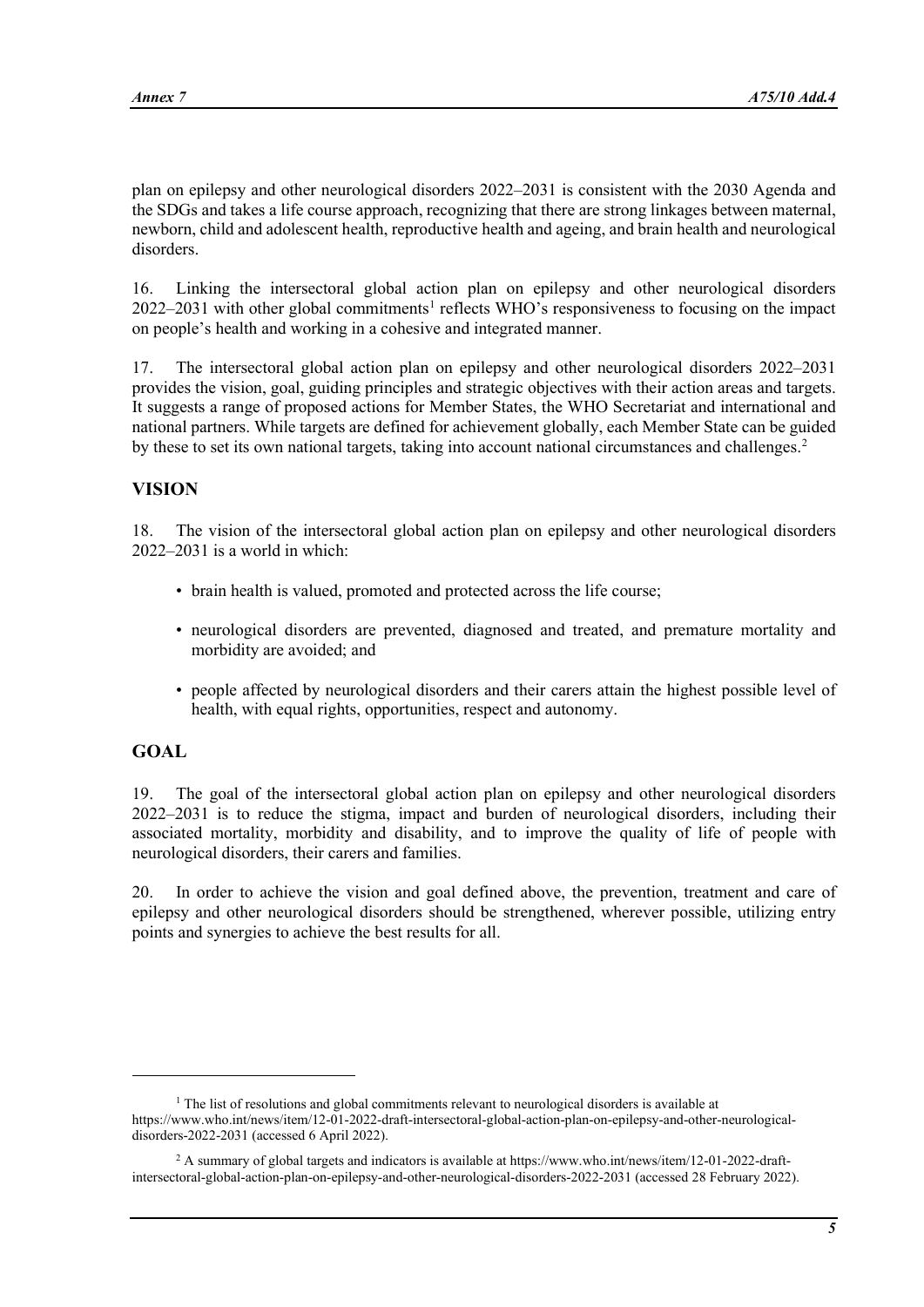plan on epilepsy and other neurological disorders 2022–2031 is consistent with the 2030 Agenda and the SDGs and takes a life course approach, recognizing that there are strong linkages between maternal, newborn, child and adolescent health, reproductive health and ageing, and brain health and neurological disorders.

16. Linking the intersectoral global action plan on epilepsy and other neurological disorders 2022–2031 with other global commitments[1] reflects WHO's responsiveness to focusing on the impact on people's health and working in a cohesive and integrated manner.

17. The intersectoral global action plan on epilepsy and other neurological disorders 2022–2031 provides the vision, goal, guiding principles and strategic objectives with their action areas and targets. It suggests a range of proposed actions for Member States, the WHO Secretariat and international and national partners. While targets are defined for achievement globally, each Member State can be guided by these to set its own national targets, taking into account national circumstances and challenges.[2]

## VISION

18. The vision of the intersectoral global action plan on epilepsy and other neurological disorders 2022–2031 is a world in which:

- brain health is valued, promoted and protected across the life course;
- neurological disorders are prevented, diagnosed and treated, and premature mortality and morbidity are avoided; and
- people affected by neurological disorders and their carers attain the highest possible level of health, with equal rights, opportunities, respect and autonomy.

## GOAL

19. The goal of the intersectoral global action plan on epilepsy and other neurological disorders 2022–2031 is to reduce the stigma, impact and burden of neurological disorders, including their associated mortality, morbidity and disability, and to improve the quality of life of people with neurological disorders, their carers and families.

20. In order to achieve the vision and goal defined above, the prevention, treatment and care of epilepsy and other neurological disorders should be strengthened, wherever possible, utilizing entry points and synergies to achieve the best results for all.

---

[1] The list of resolutions and global commitments relevant to neurological disorders is available at https://www.who.int/news/item/12-01-2022-draft-intersectoral-global-action-plan-on-epilepsy-and-other-neurological-disorders-2022-2031 (accessed 6 April 2022).

[2] A summary of global targets and indicators is available at https://www.who.int/news/item/12-01-2022-draft-intersectoral-global-action-plan-on-epilepsy-and-other-neurological-disorders-2022-2031 (accessed 28 February 2022).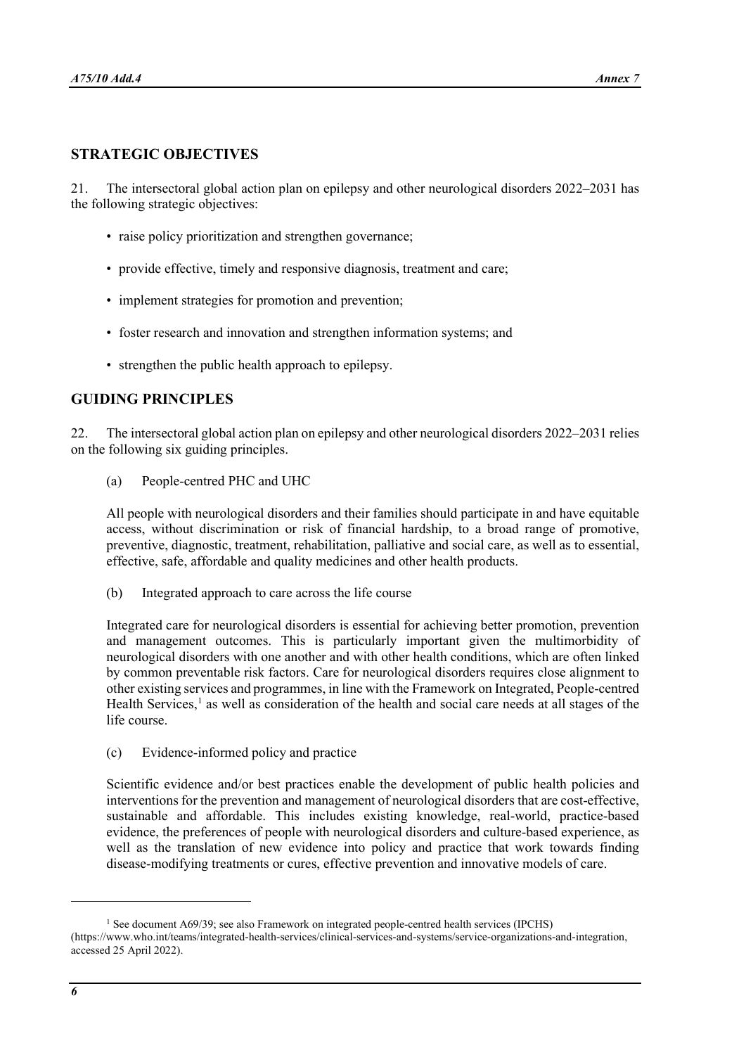## STRATEGIC OBJECTIVES

21. The intersectoral global action plan on epilepsy and other neurological disorders 2022–2031 has the following strategic objectives:

- raise policy prioritization and strengthen governance;
- provide effective, timely and responsive diagnosis, treatment and care;
- implement strategies for promotion and prevention;
- foster research and innovation and strengthen information systems; and
- strengthen the public health approach to epilepsy.

## GUIDING PRINCIPLES

22. The intersectoral global action plan on epilepsy and other neurological disorders 2022–2031 relies on the following six guiding principles.

(a) People-centred PHC and UHC

All people with neurological disorders and their families should participate in and have equitable access, without discrimination or risk of financial hardship, to a broad range of promotive, preventive, diagnostic, treatment, rehabilitation, palliative and social care, as well as to essential, effective, safe, affordable and quality medicines and other health products.

(b) Integrated approach to care across the life course

Integrated care for neurological disorders is essential for achieving better promotion, prevention and management outcomes. This is particularly important given the multimorbidity of neurological disorders with one another and with other health conditions, which are often linked by common preventable risk factors. Care for neurological disorders requires close alignment to other existing services and programmes, in line with the Framework on Integrated, People-centred Health Services,[1] as well as consideration of the health and social care needs at all stages of the life course.

(c) Evidence-informed policy and practice

Scientific evidence and/or best practices enable the development of public health policies and interventions for the prevention and management of neurological disorders that are cost-effective, sustainable and affordable. This includes existing knowledge, real-world, practice-based evidence, the preferences of people with neurological disorders and culture-based experience, as well as the translation of new evidence into policy and practice that work towards finding disease-modifying treatments or cures, effective prevention and innovative models of care.

---

[1] See document A69/39; see also Framework on integrated people-centred health services (IPCHS) (https://www.who.int/teams/integrated-health-services/clinical-services-and-systems/service-organizations-and-integration, accessed 25 April 2022).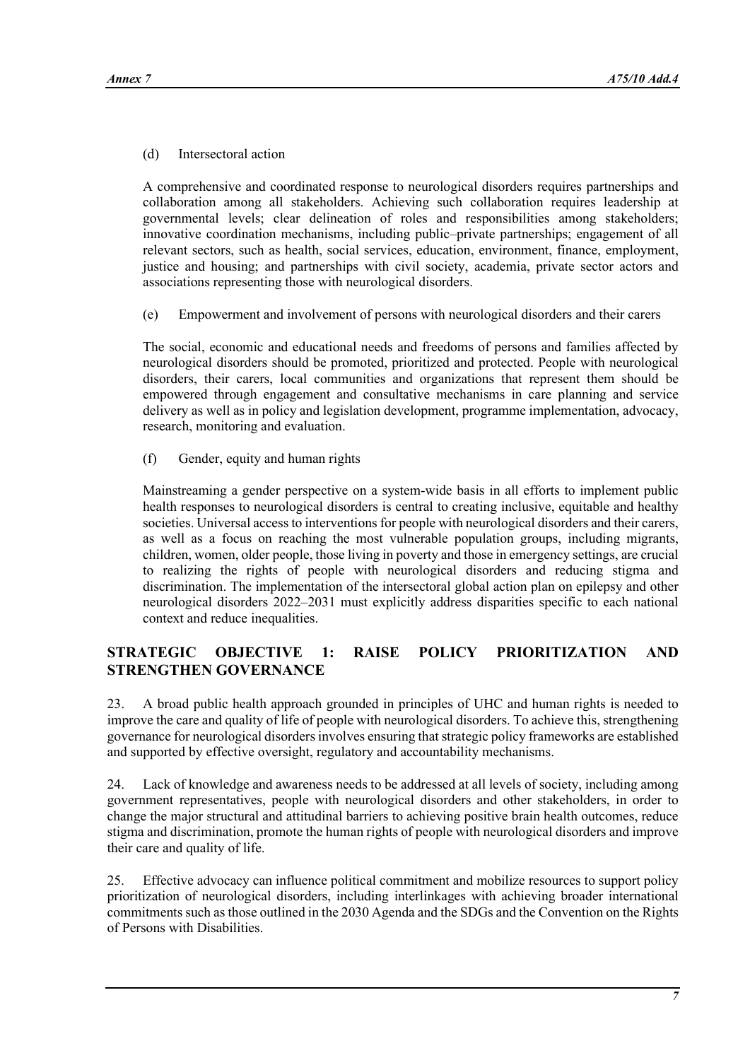(d) Intersectoral action

A comprehensive and coordinated response to neurological disorders requires partnerships and collaboration among all stakeholders. Achieving such collaboration requires leadership at governmental levels; clear delineation of roles and responsibilities among stakeholders; innovative coordination mechanisms, including public–private partnerships; engagement of all relevant sectors, such as health, social services, education, environment, finance, employment, justice and housing; and partnerships with civil society, academia, private sector actors and associations representing those with neurological disorders.

(e) Empowerment and involvement of persons with neurological disorders and their carers

The social, economic and educational needs and freedoms of persons and families affected by neurological disorders should be promoted, prioritized and protected. People with neurological disorders, their carers, local communities and organizations that represent them should be empowered through engagement and consultative mechanisms in care planning and service delivery as well as in policy and legislation development, programme implementation, advocacy, research, monitoring and evaluation.

(f) Gender, equity and human rights

Mainstreaming a gender perspective on a system-wide basis in all efforts to implement public health responses to neurological disorders is central to creating inclusive, equitable and healthy societies. Universal access to interventions for people with neurological disorders and their carers, as well as a focus on reaching the most vulnerable population groups, including migrants, children, women, older people, those living in poverty and those in emergency settings, are crucial to realizing the rights of people with neurological disorders and reducing stigma and discrimination. The implementation of the intersectoral global action plan on epilepsy and other neurological disorders 2022–2031 must explicitly address disparities specific to each national context and reduce inequalities.

## STRATEGIC OBJECTIVE 1: RAISE POLICY PRIORITIZATION AND STRENGTHEN GOVERNANCE

23. A broad public health approach grounded in principles of UHC and human rights is needed to improve the care and quality of life of people with neurological disorders. To achieve this, strengthening governance for neurological disorders involves ensuring that strategic policy frameworks are established and supported by effective oversight, regulatory and accountability mechanisms.

24. Lack of knowledge and awareness needs to be addressed at all levels of society, including among government representatives, people with neurological disorders and other stakeholders, in order to change the major structural and attitudinal barriers to achieving positive brain health outcomes, reduce stigma and discrimination, promote the human rights of people with neurological disorders and improve their care and quality of life.

25. Effective advocacy can influence political commitment and mobilize resources to support policy prioritization of neurological disorders, including interlinkages with achieving broader international commitments such as those outlined in the 2030 Agenda and the SDGs and the Convention on the Rights of Persons with Disabilities.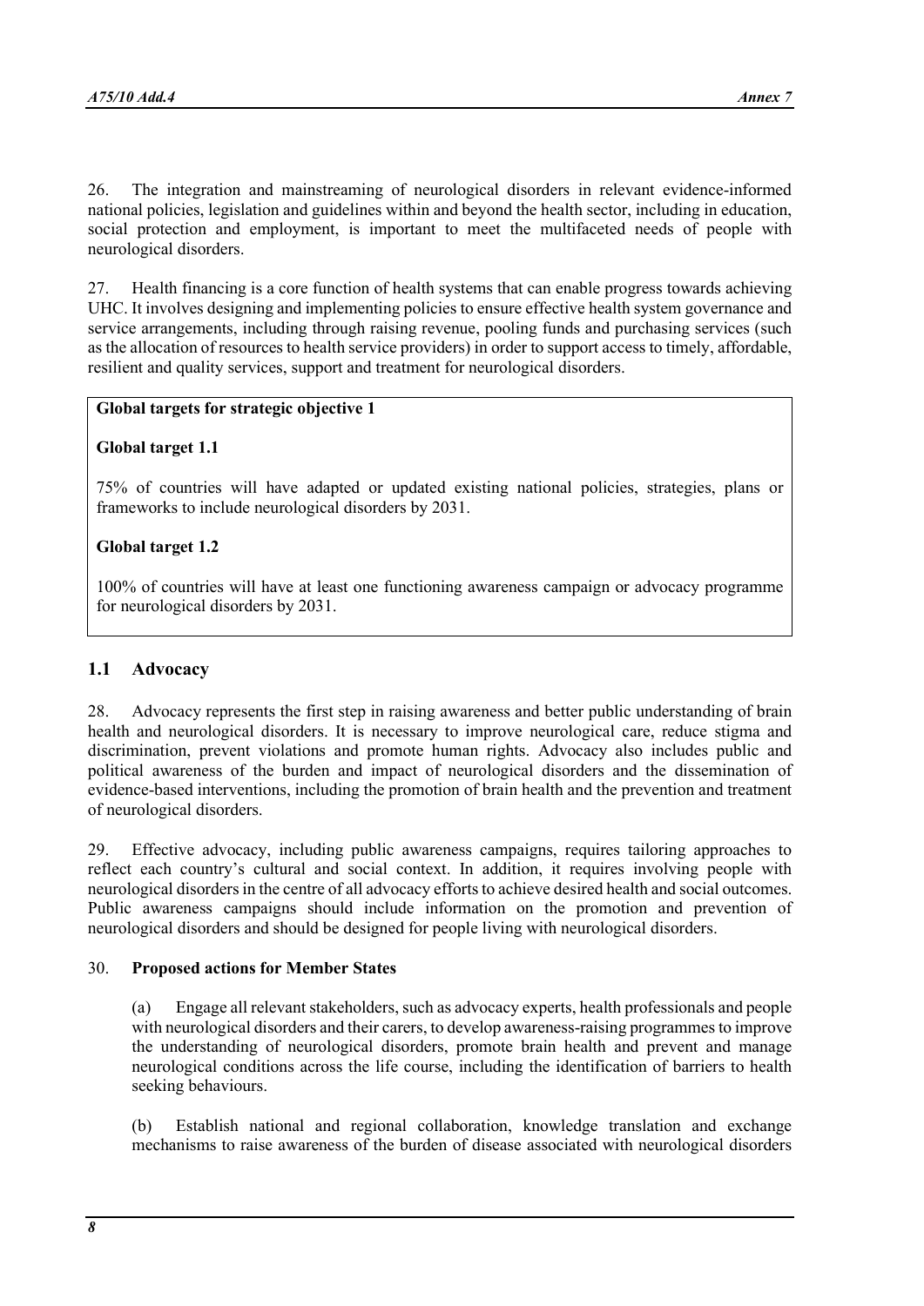26. The integration and mainstreaming of neurological disorders in relevant evidence-informed national policies, legislation and guidelines within and beyond the health sector, including in education, social protection and employment, is important to meet the multifaceted needs of people with neurological disorders.

27. Health financing is a core function of health systems that can enable progress towards achieving UHC. It involves designing and implementing policies to ensure effective health system governance and service arrangements, including through raising revenue, pooling funds and purchasing services (such as the allocation of resources to health service providers) in order to support access to timely, affordable, resilient and quality services, support and treatment for neurological disorders.

**Global targets for strategic objective 1**

**Global target 1.1**

75% of countries will have adapted or updated existing national policies, strategies, plans or frameworks to include neurological disorders by 2031.

**Global target 1.2**

100% of countries will have at least one functioning awareness campaign or advocacy programme for neurological disorders by 2031.

## 1.1 Advocacy

28. Advocacy represents the first step in raising awareness and better public understanding of brain health and neurological disorders. It is necessary to improve neurological care, reduce stigma and discrimination, prevent violations and promote human rights. Advocacy also includes public and political awareness of the burden and impact of neurological disorders and the dissemination of evidence-based interventions, including the promotion of brain health and the prevention and treatment of neurological disorders.

29. Effective advocacy, including public awareness campaigns, requires tailoring approaches to reflect each country's cultural and social context. In addition, it requires involving people with neurological disorders in the centre of all advocacy efforts to achieve desired health and social outcomes. Public awareness campaigns should include information on the promotion and prevention of neurological disorders and should be designed for people living with neurological disorders.

30. **Proposed actions for Member States**

(a) Engage all relevant stakeholders, such as advocacy experts, health professionals and people with neurological disorders and their carers, to develop awareness-raising programmes to improve the understanding of neurological disorders, promote brain health and prevent and manage neurological conditions across the life course, including the identification of barriers to health seeking behaviours.

(b) Establish national and regional collaboration, knowledge translation and exchange mechanisms to raise awareness of the burden of disease associated with neurological disorders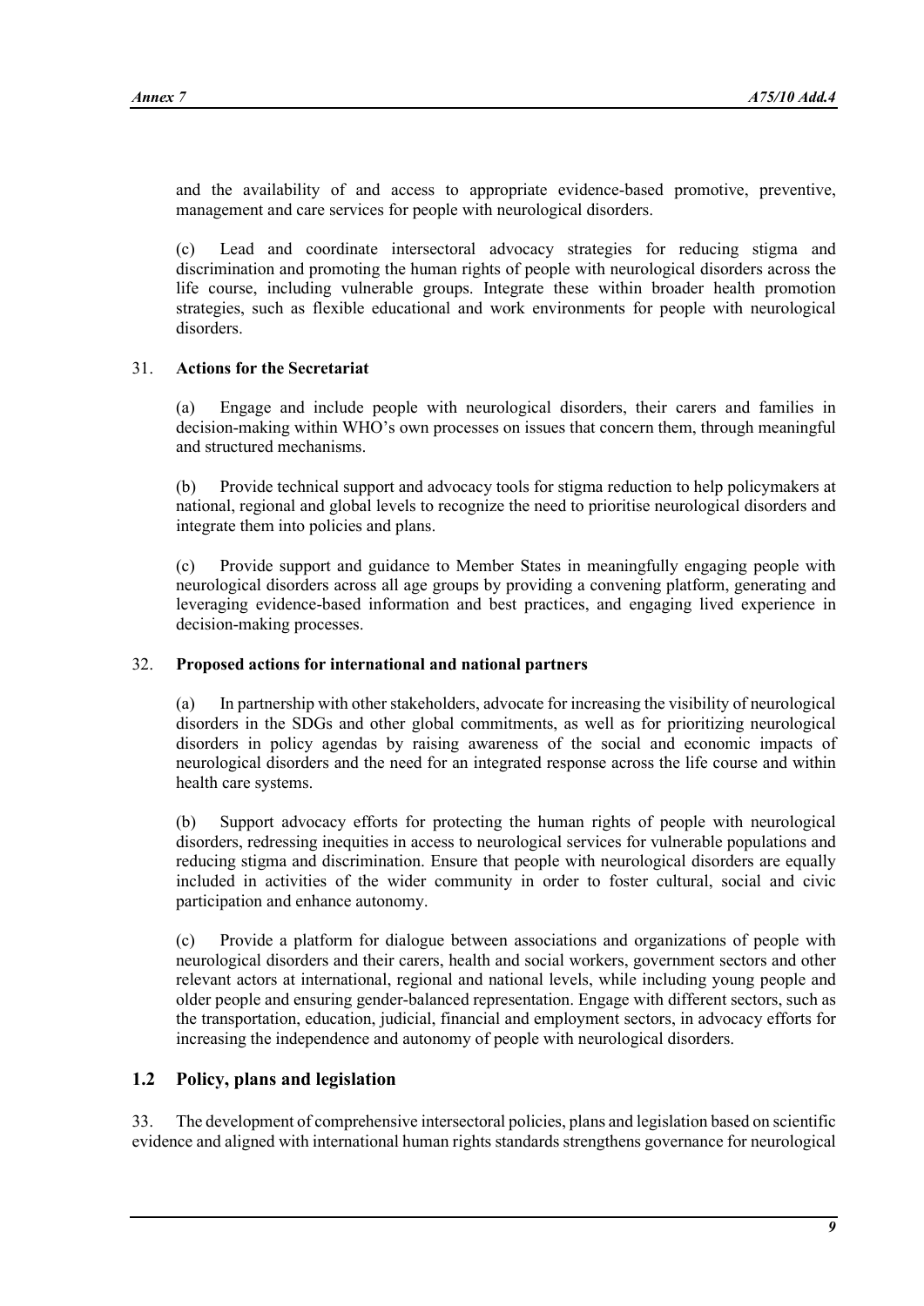and the availability of and access to appropriate evidence-based promotive, preventive, management and care services for people with neurological disorders.

(c) Lead and coordinate intersectoral advocacy strategies for reducing stigma and discrimination and promoting the human rights of people with neurological disorders across the life course, including vulnerable groups. Integrate these within broader health promotion strategies, such as flexible educational and work environments for people with neurological disorders.

31. **Actions for the Secretariat**

(a) Engage and include people with neurological disorders, their carers and families in decision-making within WHO's own processes on issues that concern them, through meaningful and structured mechanisms.

(b) Provide technical support and advocacy tools for stigma reduction to help policymakers at national, regional and global levels to recognize the need to prioritise neurological disorders and integrate them into policies and plans.

(c) Provide support and guidance to Member States in meaningfully engaging people with neurological disorders across all age groups by providing a convening platform, generating and leveraging evidence-based information and best practices, and engaging lived experience in decision-making processes.

32. **Proposed actions for international and national partners**

(a) In partnership with other stakeholders, advocate for increasing the visibility of neurological disorders in the SDGs and other global commitments, as well as for prioritizing neurological disorders in policy agendas by raising awareness of the social and economic impacts of neurological disorders and the need for an integrated response across the life course and within health care systems.

(b) Support advocacy efforts for protecting the human rights of people with neurological disorders, redressing inequities in access to neurological services for vulnerable populations and reducing stigma and discrimination. Ensure that people with neurological disorders are equally included in activities of the wider community in order to foster cultural, social and civic participation and enhance autonomy.

(c) Provide a platform for dialogue between associations and organizations of people with neurological disorders and their carers, health and social workers, government sectors and other relevant actors at international, regional and national levels, while including young people and older people and ensuring gender-balanced representation. Engage with different sectors, such as the transportation, education, judicial, financial and employment sectors, in advocacy efforts for increasing the independence and autonomy of people with neurological disorders.

## 1.2 Policy, plans and legislation

33. The development of comprehensive intersectoral policies, plans and legislation based on scientific evidence and aligned with international human rights standards strengthens governance for neurological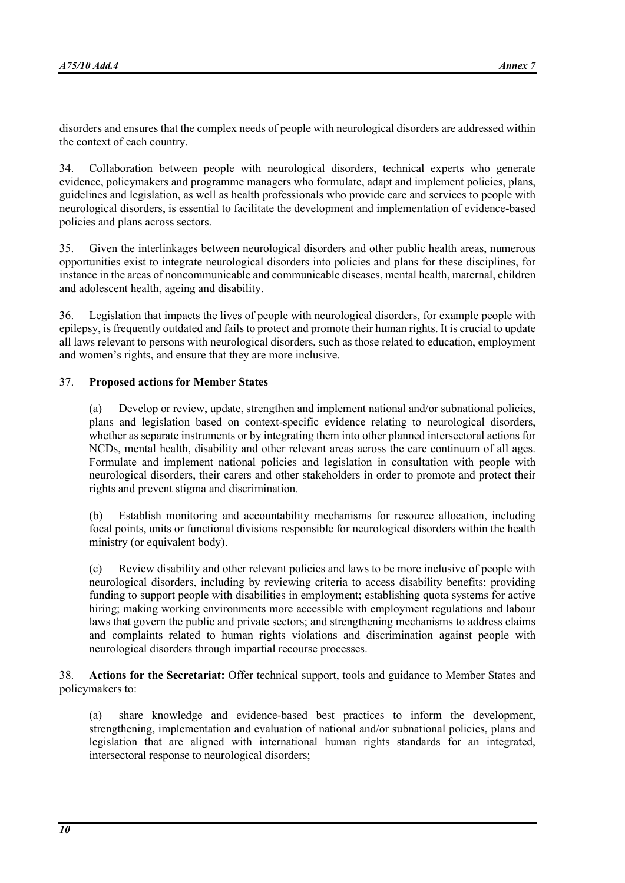disorders and ensures that the complex needs of people with neurological disorders are addressed within the context of each country.

34. Collaboration between people with neurological disorders, technical experts who generate evidence, policymakers and programme managers who formulate, adapt and implement policies, plans, guidelines and legislation, as well as health professionals who provide care and services to people with neurological disorders, is essential to facilitate the development and implementation of evidence-based policies and plans across sectors.

35. Given the interlinkages between neurological disorders and other public health areas, numerous opportunities exist to integrate neurological disorders into policies and plans for these disciplines, for instance in the areas of noncommunicable and communicable diseases, mental health, maternal, children and adolescent health, ageing and disability.

36. Legislation that impacts the lives of people with neurological disorders, for example people with epilepsy, is frequently outdated and fails to protect and promote their human rights. It is crucial to update all laws relevant to persons with neurological disorders, such as those related to education, employment and women's rights, and ensure that they are more inclusive.

37. **Proposed actions for Member States**

(a) Develop or review, update, strengthen and implement national and/or subnational policies, plans and legislation based on context-specific evidence relating to neurological disorders, whether as separate instruments or by integrating them into other planned intersectoral actions for NCDs, mental health, disability and other relevant areas across the care continuum of all ages. Formulate and implement national policies and legislation in consultation with people with neurological disorders, their carers and other stakeholders in order to promote and protect their rights and prevent stigma and discrimination.

(b) Establish monitoring and accountability mechanisms for resource allocation, including focal points, units or functional divisions responsible for neurological disorders within the health ministry (or equivalent body).

(c) Review disability and other relevant policies and laws to be more inclusive of people with neurological disorders, including by reviewing criteria to access disability benefits; providing funding to support people with disabilities in employment; establishing quota systems for active hiring; making working environments more accessible with employment regulations and labour laws that govern the public and private sectors; and strengthening mechanisms to address claims and complaints related to human rights violations and discrimination against people with neurological disorders through impartial recourse processes.

38. **Actions for the Secretariat:** Offer technical support, tools and guidance to Member States and policymakers to:

(a) share knowledge and evidence-based best practices to inform the development, strengthening, implementation and evaluation of national and/or subnational policies, plans and legislation that are aligned with international human rights standards for an integrated, intersectoral response to neurological disorders;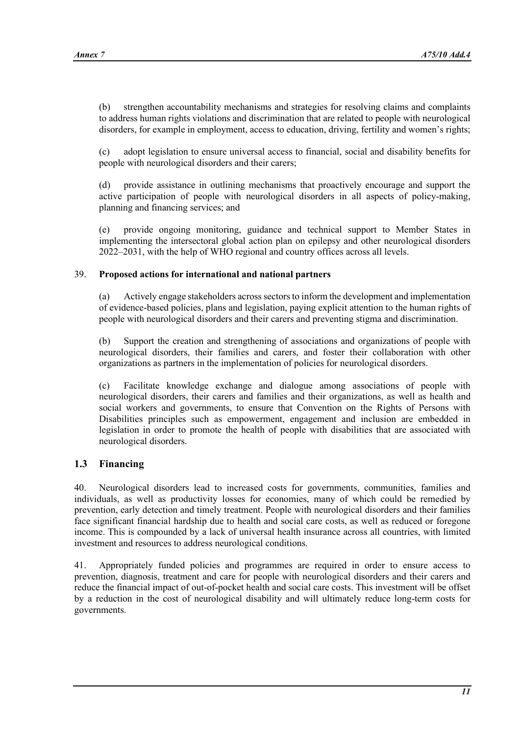(b) strengthen accountability mechanisms and strategies for resolving claims and complaints to address human rights violations and discrimination that are related to people with neurological disorders, for example in employment, access to education, driving, fertility and women's rights;

(c) adopt legislation to ensure universal access to financial, social and disability benefits for people with neurological disorders and their carers;

(d) provide assistance in outlining mechanisms that proactively encourage and support the active participation of people with neurological disorders in all aspects of policy-making, planning and financing services; and

(e) provide ongoing monitoring, guidance and technical support to Member States in implementing the intersectoral global action plan on epilepsy and other neurological disorders 2022–2031, with the help of WHO regional and country offices across all levels.

39. **Proposed actions for international and national partners**

(a) Actively engage stakeholders across sectors to inform the development and implementation of evidence-based policies, plans and legislation, paying explicit attention to the human rights of people with neurological disorders and their carers and preventing stigma and discrimination.

(b) Support the creation and strengthening of associations and organizations of people with neurological disorders, their families and carers, and foster their collaboration with other organizations as partners in the implementation of policies for neurological disorders.

(c) Facilitate knowledge exchange and dialogue among associations of people with neurological disorders, their carers and families and their organizations, as well as health and social workers and governments, to ensure that Convention on the Rights of Persons with Disabilities principles such as empowerment, engagement and inclusion are embedded in legislation in order to promote the health of people with disabilities that are associated with neurological disorders.

## 1.3 Financing

40. Neurological disorders lead to increased costs for governments, communities, families and individuals, as well as productivity losses for economies, many of which could be remedied by prevention, early detection and timely treatment. People with neurological disorders and their families face significant financial hardship due to health and social care costs, as well as reduced or foregone income. This is compounded by a lack of universal health insurance across all countries, with limited investment and resources to address neurological conditions.

41. Appropriately funded policies and programmes are required in order to ensure access to prevention, diagnosis, treatment and care for people with neurological disorders and their carers and reduce the financial impact of out-of-pocket health and social care costs. This investment will be offset by a reduction in the cost of neurological disability and will ultimately reduce long-term costs for governments.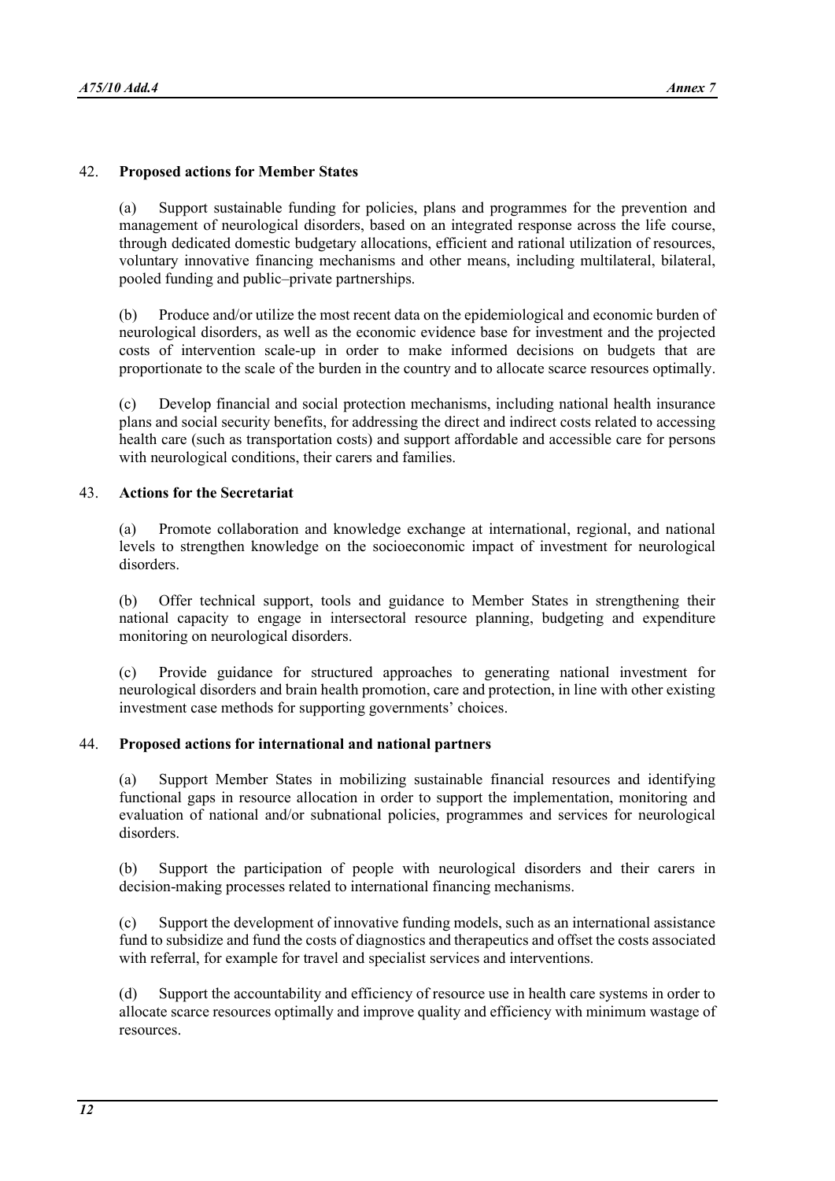42. **Proposed actions for Member States**

(a) Support sustainable funding for policies, plans and programmes for the prevention and management of neurological disorders, based on an integrated response across the life course, through dedicated domestic budgetary allocations, efficient and rational utilization of resources, voluntary innovative financing mechanisms and other means, including multilateral, bilateral, pooled funding and public–private partnerships.

(b) Produce and/or utilize the most recent data on the epidemiological and economic burden of neurological disorders, as well as the economic evidence base for investment and the projected costs of intervention scale-up in order to make informed decisions on budgets that are proportionate to the scale of the burden in the country and to allocate scarce resources optimally.

(c) Develop financial and social protection mechanisms, including national health insurance plans and social security benefits, for addressing the direct and indirect costs related to accessing health care (such as transportation costs) and support affordable and accessible care for persons with neurological conditions, their carers and families.

43. **Actions for the Secretariat**

(a) Promote collaboration and knowledge exchange at international, regional, and national levels to strengthen knowledge on the socioeconomic impact of investment for neurological disorders.

(b) Offer technical support, tools and guidance to Member States in strengthening their national capacity to engage in intersectoral resource planning, budgeting and expenditure monitoring on neurological disorders.

(c) Provide guidance for structured approaches to generating national investment for neurological disorders and brain health promotion, care and protection, in line with other existing investment case methods for supporting governments' choices.

44. **Proposed actions for international and national partners**

(a) Support Member States in mobilizing sustainable financial resources and identifying functional gaps in resource allocation in order to support the implementation, monitoring and evaluation of national and/or subnational policies, programmes and services for neurological disorders.

(b) Support the participation of people with neurological disorders and their carers in decision-making processes related to international financing mechanisms.

(c) Support the development of innovative funding models, such as an international assistance fund to subsidize and fund the costs of diagnostics and therapeutics and offset the costs associated with referral, for example for travel and specialist services and interventions.

(d) Support the accountability and efficiency of resource use in health care systems in order to allocate scarce resources optimally and improve quality and efficiency with minimum wastage of resources.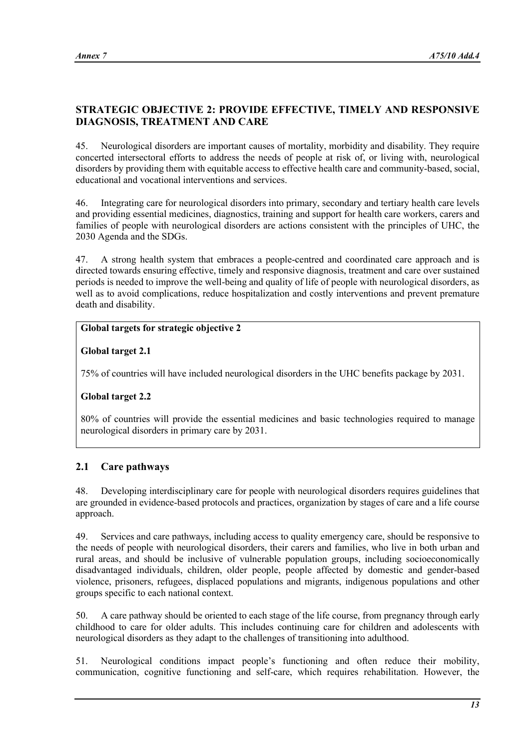## STRATEGIC OBJECTIVE 2: PROVIDE EFFECTIVE, TIMELY AND RESPONSIVE DIAGNOSIS, TREATMENT AND CARE

45. Neurological disorders are important causes of mortality, morbidity and disability. They require concerted intersectoral efforts to address the needs of people at risk of, or living with, neurological disorders by providing them with equitable access to effective health care and community-based, social, educational and vocational interventions and services.

46. Integrating care for neurological disorders into primary, secondary and tertiary health care levels and providing essential medicines, diagnostics, training and support for health care workers, carers and families of people with neurological disorders are actions consistent with the principles of UHC, the 2030 Agenda and the SDGs.

47. A strong health system that embraces a people-centred and coordinated care approach and is directed towards ensuring effective, timely and responsive diagnosis, treatment and care over sustained periods is needed to improve the well-being and quality of life of people with neurological disorders, as well as to avoid complications, reduce hospitalization and costly interventions and prevent premature death and disability.

**Global targets for strategic objective 2**

**Global target 2.1**

75% of countries will have included neurological disorders in the UHC benefits package by 2031.

**Global target 2.2**

80% of countries will provide the essential medicines and basic technologies required to manage neurological disorders in primary care by 2031.

### 2.1 Care pathways

48. Developing interdisciplinary care for people with neurological disorders requires guidelines that are grounded in evidence-based protocols and practices, organization by stages of care and a life course approach.

49. Services and care pathways, including access to quality emergency care, should be responsive to the needs of people with neurological disorders, their carers and families, who live in both urban and rural areas, and should be inclusive of vulnerable population groups, including socioeconomically disadvantaged individuals, children, older people, people affected by domestic and gender-based violence, prisoners, refugees, displaced populations and migrants, indigenous populations and other groups specific to each national context.

50. A care pathway should be oriented to each stage of the life course, from pregnancy through early childhood to care for older adults. This includes continuing care for children and adolescents with neurological disorders as they adapt to the challenges of transitioning into adulthood.

51. Neurological conditions impact people's functioning and often reduce their mobility, communication, cognitive functioning and self-care, which requires rehabilitation. However, the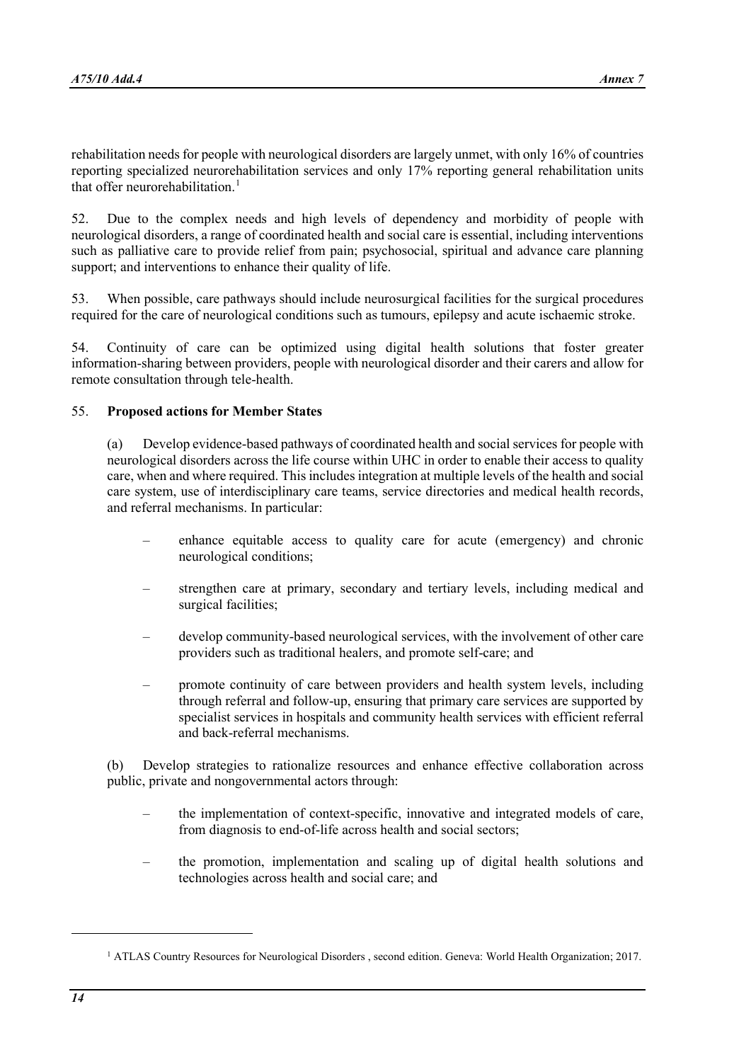rehabilitation needs for people with neurological disorders are largely unmet, with only 16% of countries reporting specialized neurorehabilitation services and only 17% reporting general rehabilitation units that offer neurorehabilitation.[1]

52. Due to the complex needs and high levels of dependency and morbidity of people with neurological disorders, a range of coordinated health and social care is essential, including interventions such as palliative care to provide relief from pain; psychosocial, spiritual and advance care planning support; and interventions to enhance their quality of life.

53. When possible, care pathways should include neurosurgical facilities for the surgical procedures required for the care of neurological conditions such as tumours, epilepsy and acute ischaemic stroke.

54. Continuity of care can be optimized using digital health solutions that foster greater information-sharing between providers, people with neurological disorder and their carers and allow for remote consultation through tele-health.

55. **Proposed actions for Member States**

(a) Develop evidence-based pathways of coordinated health and social services for people with neurological disorders across the life course within UHC in order to enable their access to quality care, when and where required. This includes integration at multiple levels of the health and social care system, use of interdisciplinary care teams, service directories and medical health records, and referral mechanisms. In particular:

- enhance equitable access to quality care for acute (emergency) and chronic neurological conditions;
- strengthen care at primary, secondary and tertiary levels, including medical and surgical facilities;
- develop community-based neurological services, with the involvement of other care providers such as traditional healers, and promote self-care; and
- promote continuity of care between providers and health system levels, including through referral and follow-up, ensuring that primary care services are supported by specialist services in hospitals and community health services with efficient referral and back-referral mechanisms.

(b) Develop strategies to rationalize resources and enhance effective collaboration across public, private and nongovernmental actors through:

- the implementation of context-specific, innovative and integrated models of care, from diagnosis to end-of-life across health and social sectors;
- the promotion, implementation and scaling up of digital health solutions and technologies across health and social care; and

---

[1] ATLAS Country Resources for Neurological Disorders , second edition. Geneva: World Health Organization; 2017.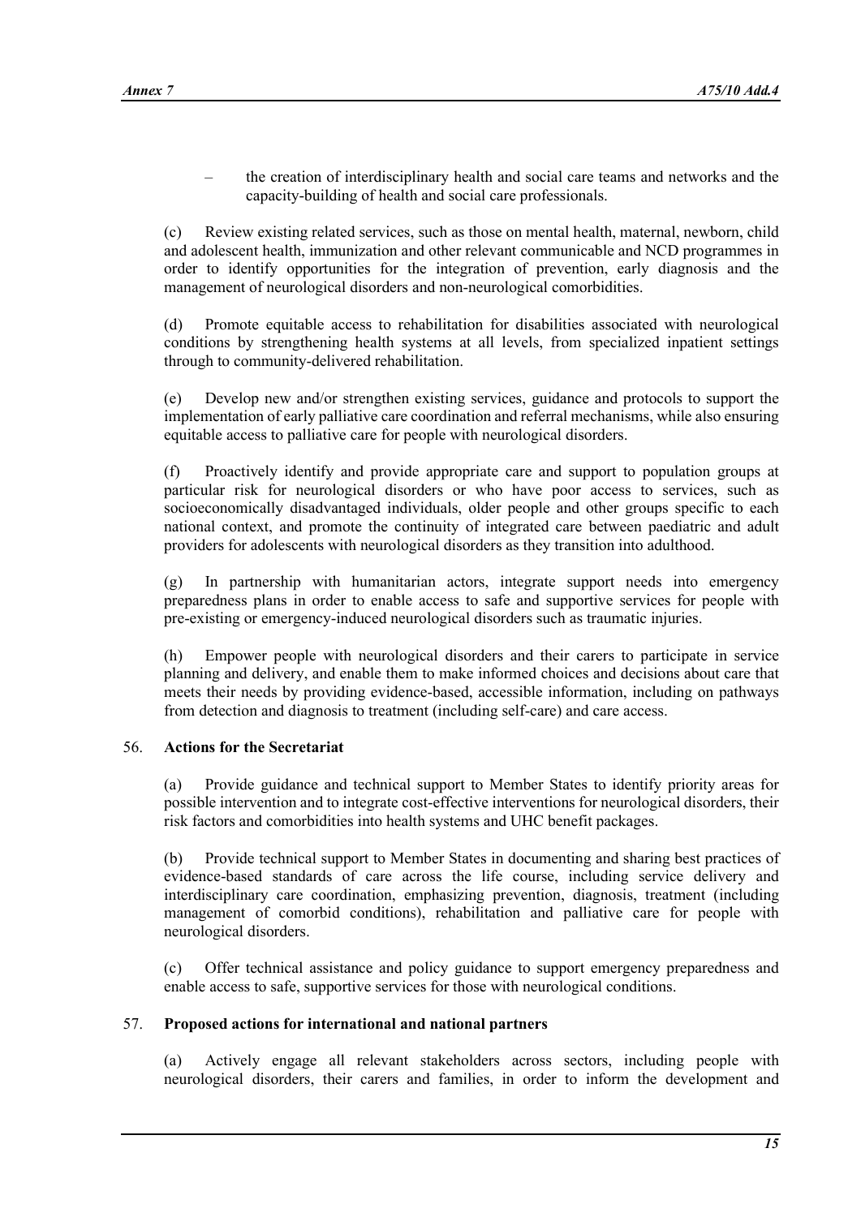– the creation of interdisciplinary health and social care teams and networks and the capacity-building of health and social care professionals.

(c) Review existing related services, such as those on mental health, maternal, newborn, child and adolescent health, immunization and other relevant communicable and NCD programmes in order to identify opportunities for the integration of prevention, early diagnosis and the management of neurological disorders and non-neurological comorbidities.

(d) Promote equitable access to rehabilitation for disabilities associated with neurological conditions by strengthening health systems at all levels, from specialized inpatient settings through to community-delivered rehabilitation.

(e) Develop new and/or strengthen existing services, guidance and protocols to support the implementation of early palliative care coordination and referral mechanisms, while also ensuring equitable access to palliative care for people with neurological disorders.

(f) Proactively identify and provide appropriate care and support to population groups at particular risk for neurological disorders or who have poor access to services, such as socioeconomically disadvantaged individuals, older people and other groups specific to each national context, and promote the continuity of integrated care between paediatric and adult providers for adolescents with neurological disorders as they transition into adulthood.

(g) In partnership with humanitarian actors, integrate support needs into emergency preparedness plans in order to enable access to safe and supportive services for people with pre-existing or emergency-induced neurological disorders such as traumatic injuries.

(h) Empower people with neurological disorders and their carers to participate in service planning and delivery, and enable them to make informed choices and decisions about care that meets their needs by providing evidence-based, accessible information, including on pathways from detection and diagnosis to treatment (including self-care) and care access.

56. **Actions for the Secretariat**

(a) Provide guidance and technical support to Member States to identify priority areas for possible intervention and to integrate cost-effective interventions for neurological disorders, their risk factors and comorbidities into health systems and UHC benefit packages.

(b) Provide technical support to Member States in documenting and sharing best practices of evidence-based standards of care across the life course, including service delivery and interdisciplinary care coordination, emphasizing prevention, diagnosis, treatment (including management of comorbid conditions), rehabilitation and palliative care for people with neurological disorders.

(c) Offer technical assistance and policy guidance to support emergency preparedness and enable access to safe, supportive services for those with neurological conditions.

57. **Proposed actions for international and national partners**

(a) Actively engage all relevant stakeholders across sectors, including people with neurological disorders, their carers and families, in order to inform the development and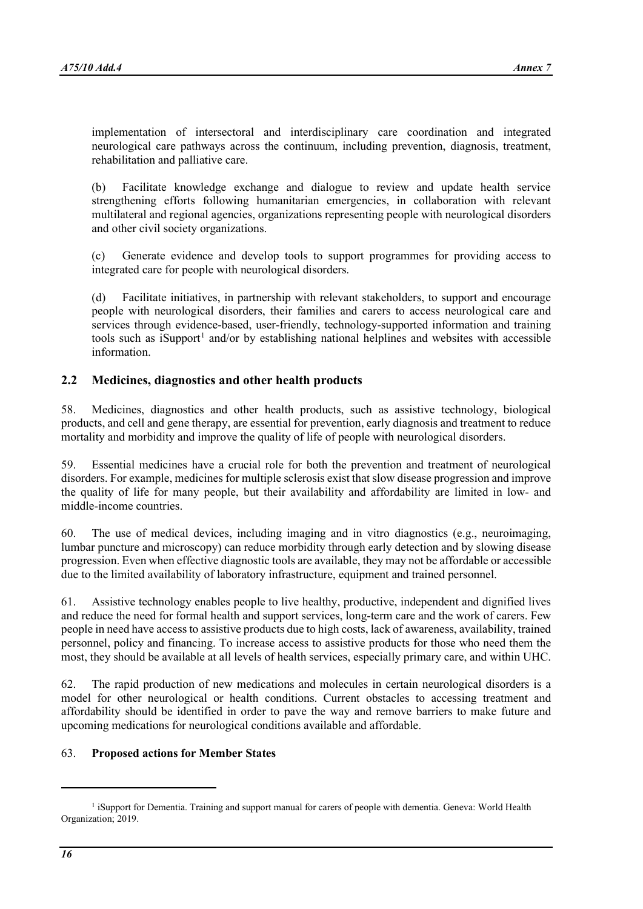implementation of intersectoral and interdisciplinary care coordination and integrated neurological care pathways across the continuum, including prevention, diagnosis, treatment, rehabilitation and palliative care.

(b) Facilitate knowledge exchange and dialogue to review and update health service strengthening efforts following humanitarian emergencies, in collaboration with relevant multilateral and regional agencies, organizations representing people with neurological disorders and other civil society organizations.

(c) Generate evidence and develop tools to support programmes for providing access to integrated care for people with neurological disorders.

(d) Facilitate initiatives, in partnership with relevant stakeholders, to support and encourage people with neurological disorders, their families and carers to access neurological care and services through evidence-based, user-friendly, technology-supported information and training tools such as iSupport[1] and/or by establishing national helplines and websites with accessible information.

## 2.2 Medicines, diagnostics and other health products

58. Medicines, diagnostics and other health products, such as assistive technology, biological products, and cell and gene therapy, are essential for prevention, early diagnosis and treatment to reduce mortality and morbidity and improve the quality of life of people with neurological disorders.

59. Essential medicines have a crucial role for both the prevention and treatment of neurological disorders. For example, medicines for multiple sclerosis exist that slow disease progression and improve the quality of life for many people, but their availability and affordability are limited in low- and middle-income countries.

60. The use of medical devices, including imaging and in vitro diagnostics (e.g., neuroimaging, lumbar puncture and microscopy) can reduce morbidity through early detection and by slowing disease progression. Even when effective diagnostic tools are available, they may not be affordable or accessible due to the limited availability of laboratory infrastructure, equipment and trained personnel.

61. Assistive technology enables people to live healthy, productive, independent and dignified lives and reduce the need for formal health and support services, long-term care and the work of carers. Few people in need have access to assistive products due to high costs, lack of awareness, availability, trained personnel, policy and financing. To increase access to assistive products for those who need them the most, they should be available at all levels of health services, especially primary care, and within UHC.

62. The rapid production of new medications and molecules in certain neurological disorders is a model for other neurological or health conditions. Current obstacles to accessing treatment and affordability should be identified in order to pave the way and remove barriers to make future and upcoming medications for neurological conditions available and affordable.

63. **Proposed actions for Member States**

---

[1] iSupport for Dementia. Training and support manual for carers of people with dementia. Geneva: World Health Organization; 2019.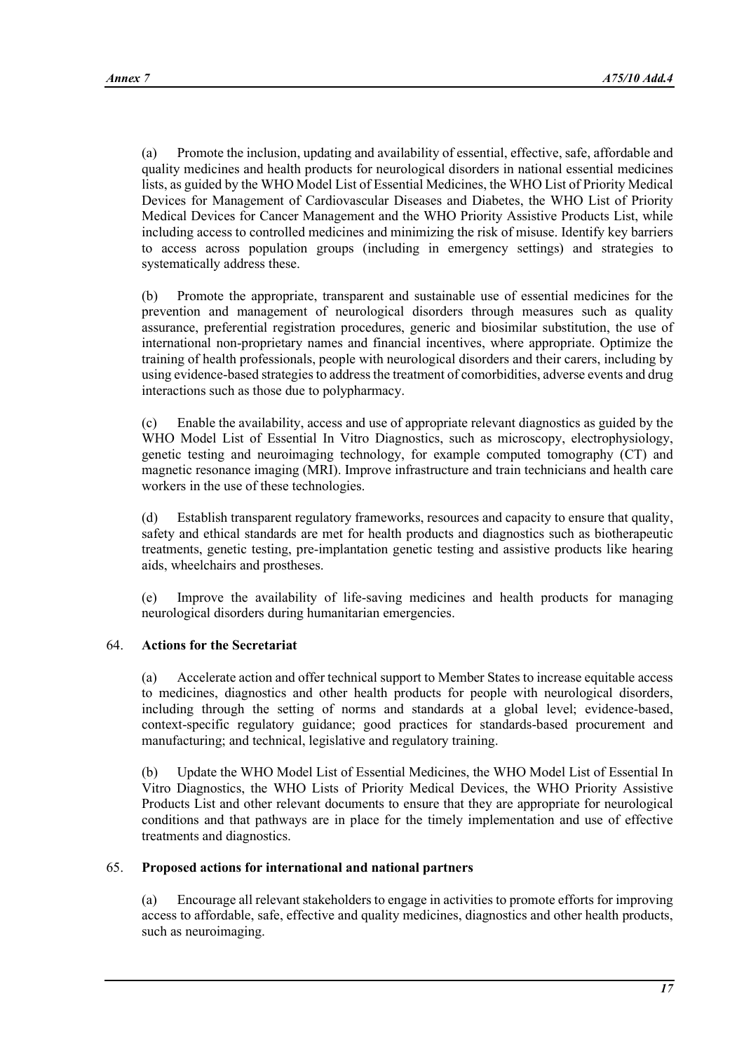(a) Promote the inclusion, updating and availability of essential, effective, safe, affordable and quality medicines and health products for neurological disorders in national essential medicines lists, as guided by the WHO Model List of Essential Medicines, the WHO List of Priority Medical Devices for Management of Cardiovascular Diseases and Diabetes, the WHO List of Priority Medical Devices for Cancer Management and the WHO Priority Assistive Products List, while including access to controlled medicines and minimizing the risk of misuse. Identify key barriers to access across population groups (including in emergency settings) and strategies to systematically address these.

(b) Promote the appropriate, transparent and sustainable use of essential medicines for the prevention and management of neurological disorders through measures such as quality assurance, preferential registration procedures, generic and biosimilar substitution, the use of international non-proprietary names and financial incentives, where appropriate. Optimize the training of health professionals, people with neurological disorders and their carers, including by using evidence-based strategies to address the treatment of comorbidities, adverse events and drug interactions such as those due to polypharmacy.

(c) Enable the availability, access and use of appropriate relevant diagnostics as guided by the WHO Model List of Essential In Vitro Diagnostics, such as microscopy, electrophysiology, genetic testing and neuroimaging technology, for example computed tomography (CT) and magnetic resonance imaging (MRI). Improve infrastructure and train technicians and health care workers in the use of these technologies.

(d) Establish transparent regulatory frameworks, resources and capacity to ensure that quality, safety and ethical standards are met for health products and diagnostics such as biotherapeutic treatments, genetic testing, pre-implantation genetic testing and assistive products like hearing aids, wheelchairs and prostheses.

(e) Improve the availability of life-saving medicines and health products for managing neurological disorders during humanitarian emergencies.

64. **Actions for the Secretariat**

(a) Accelerate action and offer technical support to Member States to increase equitable access to medicines, diagnostics and other health products for people with neurological disorders, including through the setting of norms and standards at a global level; evidence-based, context-specific regulatory guidance; good practices for standards-based procurement and manufacturing; and technical, legislative and regulatory training.

(b) Update the WHO Model List of Essential Medicines, the WHO Model List of Essential In Vitro Diagnostics, the WHO Lists of Priority Medical Devices, the WHO Priority Assistive Products List and other relevant documents to ensure that they are appropriate for neurological conditions and that pathways are in place for the timely implementation and use of effective treatments and diagnostics.

65. **Proposed actions for international and national partners**

(a) Encourage all relevant stakeholders to engage in activities to promote efforts for improving access to affordable, safe, effective and quality medicines, diagnostics and other health products, such as neuroimaging.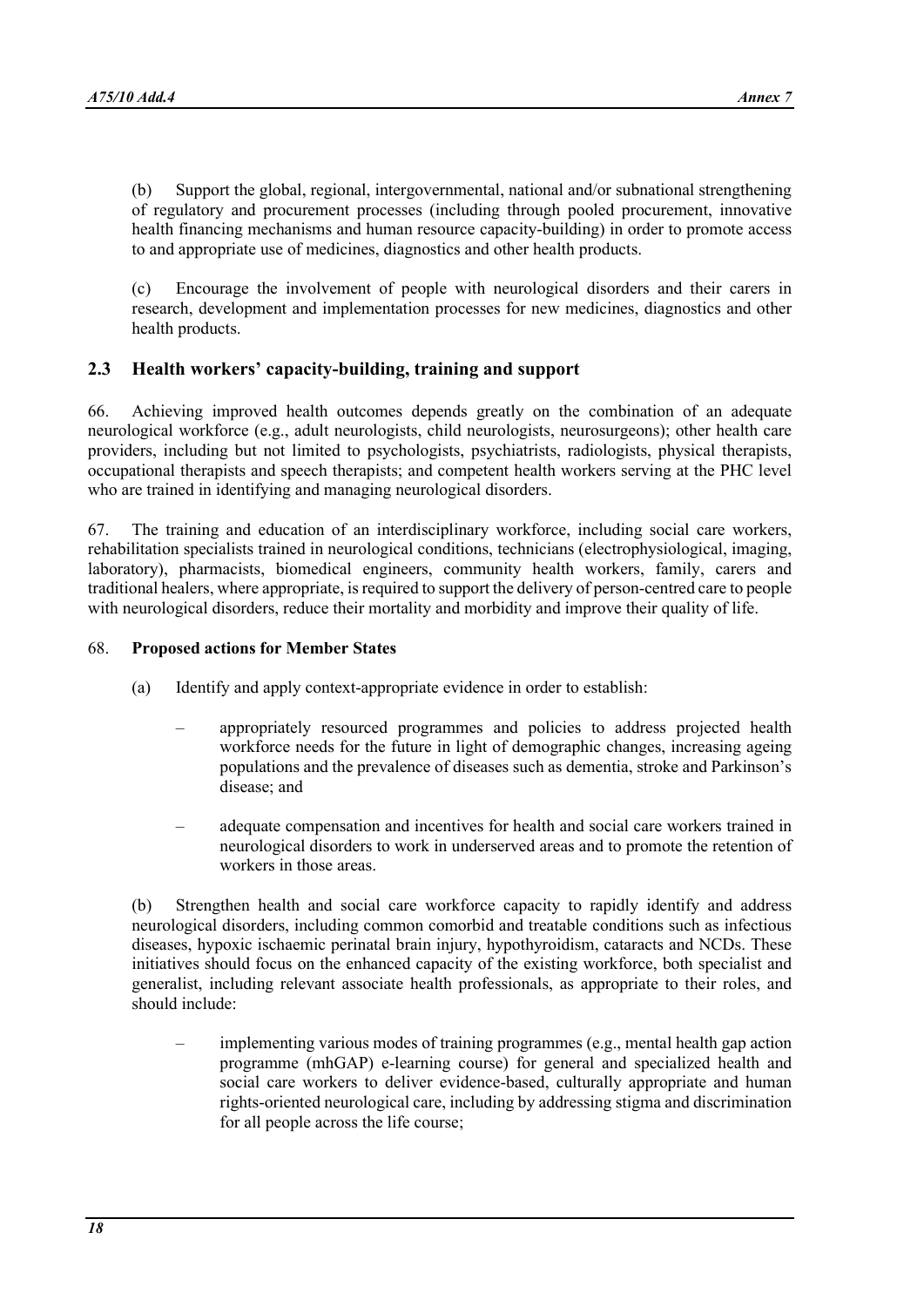(b) Support the global, regional, intergovernmental, national and/or subnational strengthening of regulatory and procurement processes (including through pooled procurement, innovative health financing mechanisms and human resource capacity-building) in order to promote access to and appropriate use of medicines, diagnostics and other health products.

(c) Encourage the involvement of people with neurological disorders and their carers in research, development and implementation processes for new medicines, diagnostics and other health products.

## 2.3 Health workers' capacity-building, training and support

66. Achieving improved health outcomes depends greatly on the combination of an adequate neurological workforce (e.g., adult neurologists, child neurologists, neurosurgeons); other health care providers, including but not limited to psychologists, psychiatrists, radiologists, physical therapists, occupational therapists and speech therapists; and competent health workers serving at the PHC level who are trained in identifying and managing neurological disorders.

67. The training and education of an interdisciplinary workforce, including social care workers, rehabilitation specialists trained in neurological conditions, technicians (electrophysiological, imaging, laboratory), pharmacists, biomedical engineers, community health workers, family, carers and traditional healers, where appropriate, is required to support the delivery of person-centred care to people with neurological disorders, reduce their mortality and morbidity and improve their quality of life.

68. **Proposed actions for Member States**

(a) Identify and apply context-appropriate evidence in order to establish:

- appropriately resourced programmes and policies to address projected health workforce needs for the future in light of demographic changes, increasing ageing populations and the prevalence of diseases such as dementia, stroke and Parkinson's disease; and
- adequate compensation and incentives for health and social care workers trained in neurological disorders to work in underserved areas and to promote the retention of workers in those areas.

(b) Strengthen health and social care workforce capacity to rapidly identify and address neurological disorders, including common comorbid and treatable conditions such as infectious diseases, hypoxic ischaemic perinatal brain injury, hypothyroidism, cataracts and NCDs. These initiatives should focus on the enhanced capacity of the existing workforce, both specialist and generalist, including relevant associate health professionals, as appropriate to their roles, and should include:

- implementing various modes of training programmes (e.g., mental health gap action programme (mhGAP) e-learning course) for general and specialized health and social care workers to deliver evidence-based, culturally appropriate and human rights-oriented neurological care, including by addressing stigma and discrimination for all people across the life course;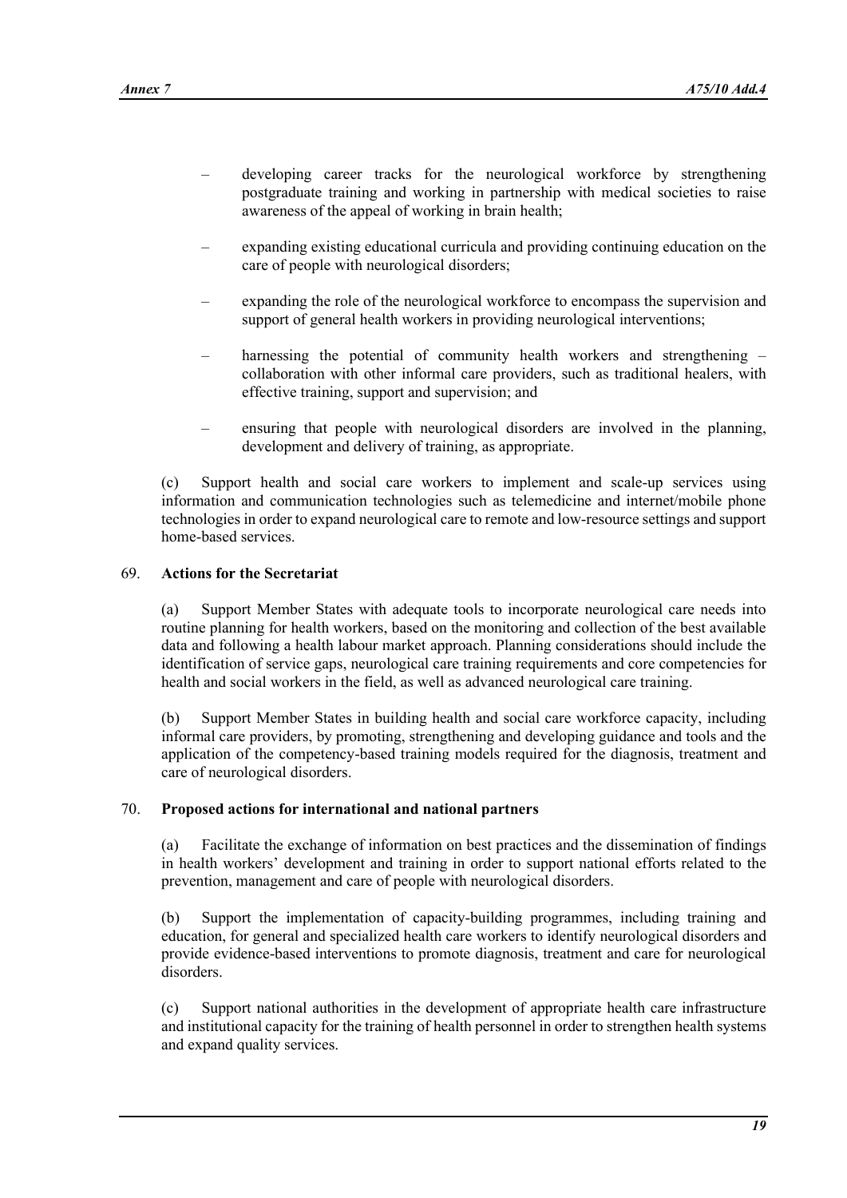- developing career tracks for the neurological workforce by strengthening postgraduate training and working in partnership with medical societies to raise awareness of the appeal of working in brain health;

- expanding existing educational curricula and providing continuing education on the care of people with neurological disorders;

- expanding the role of the neurological workforce to encompass the supervision and support of general health workers in providing neurological interventions;

- harnessing the potential of community health workers and strengthening – collaboration with other informal care providers, such as traditional healers, with effective training, support and supervision; and

- ensuring that people with neurological disorders are involved in the planning, development and delivery of training, as appropriate.

(c) Support health and social care workers to implement and scale-up services using information and communication technologies such as telemedicine and internet/mobile phone technologies in order to expand neurological care to remote and low-resource settings and support home-based services.

69. **Actions for the Secretariat**

(a) Support Member States with adequate tools to incorporate neurological care needs into routine planning for health workers, based on the monitoring and collection of the best available data and following a health labour market approach. Planning considerations should include the identification of service gaps, neurological care training requirements and core competencies for health and social workers in the field, as well as advanced neurological care training.

(b) Support Member States in building health and social care workforce capacity, including informal care providers, by promoting, strengthening and developing guidance and tools and the application of the competency-based training models required for the diagnosis, treatment and care of neurological disorders.

70. **Proposed actions for international and national partners**

(a) Facilitate the exchange of information on best practices and the dissemination of findings in health workers' development and training in order to support national efforts related to the prevention, management and care of people with neurological disorders.

(b) Support the implementation of capacity-building programmes, including training and education, for general and specialized health care workers to identify neurological disorders and provide evidence-based interventions to promote diagnosis, treatment and care for neurological disorders.

(c) Support national authorities in the development of appropriate health care infrastructure and institutional capacity for the training of health personnel in order to strengthen health systems and expand quality services.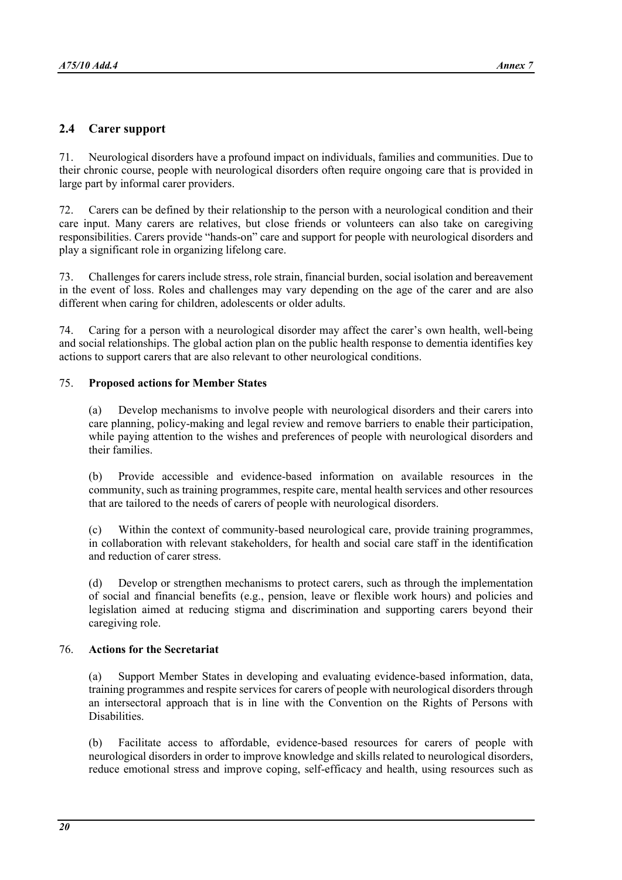## 2.4 Carer support

71. Neurological disorders have a profound impact on individuals, families and communities. Due to their chronic course, people with neurological disorders often require ongoing care that is provided in large part by informal carer providers.

72. Carers can be defined by their relationship to the person with a neurological condition and their care input. Many carers are relatives, but close friends or volunteers can also take on caregiving responsibilities. Carers provide "hands-on" care and support for people with neurological disorders and play a significant role in organizing lifelong care.

73. Challenges for carers include stress, role strain, financial burden, social isolation and bereavement in the event of loss. Roles and challenges may vary depending on the age of the carer and are also different when caring for children, adolescents or older adults.

74. Caring for a person with a neurological disorder may affect the carer's own health, well-being and social relationships. The global action plan on the public health response to dementia identifies key actions to support carers that are also relevant to other neurological conditions.

75. **Proposed actions for Member States**

(a) Develop mechanisms to involve people with neurological disorders and their carers into care planning, policy-making and legal review and remove barriers to enable their participation, while paying attention to the wishes and preferences of people with neurological disorders and their families.

(b) Provide accessible and evidence-based information on available resources in the community, such as training programmes, respite care, mental health services and other resources that are tailored to the needs of carers of people with neurological disorders.

(c) Within the context of community-based neurological care, provide training programmes, in collaboration with relevant stakeholders, for health and social care staff in the identification and reduction of carer stress.

(d) Develop or strengthen mechanisms to protect carers, such as through the implementation of social and financial benefits (e.g., pension, leave or flexible work hours) and policies and legislation aimed at reducing stigma and discrimination and supporting carers beyond their caregiving role.

76. **Actions for the Secretariat**

(a) Support Member States in developing and evaluating evidence-based information, data, training programmes and respite services for carers of people with neurological disorders through an intersectoral approach that is in line with the Convention on the Rights of Persons with Disabilities.

(b) Facilitate access to affordable, evidence-based resources for carers of people with neurological disorders in order to improve knowledge and skills related to neurological disorders, reduce emotional stress and improve coping, self-efficacy and health, using resources such as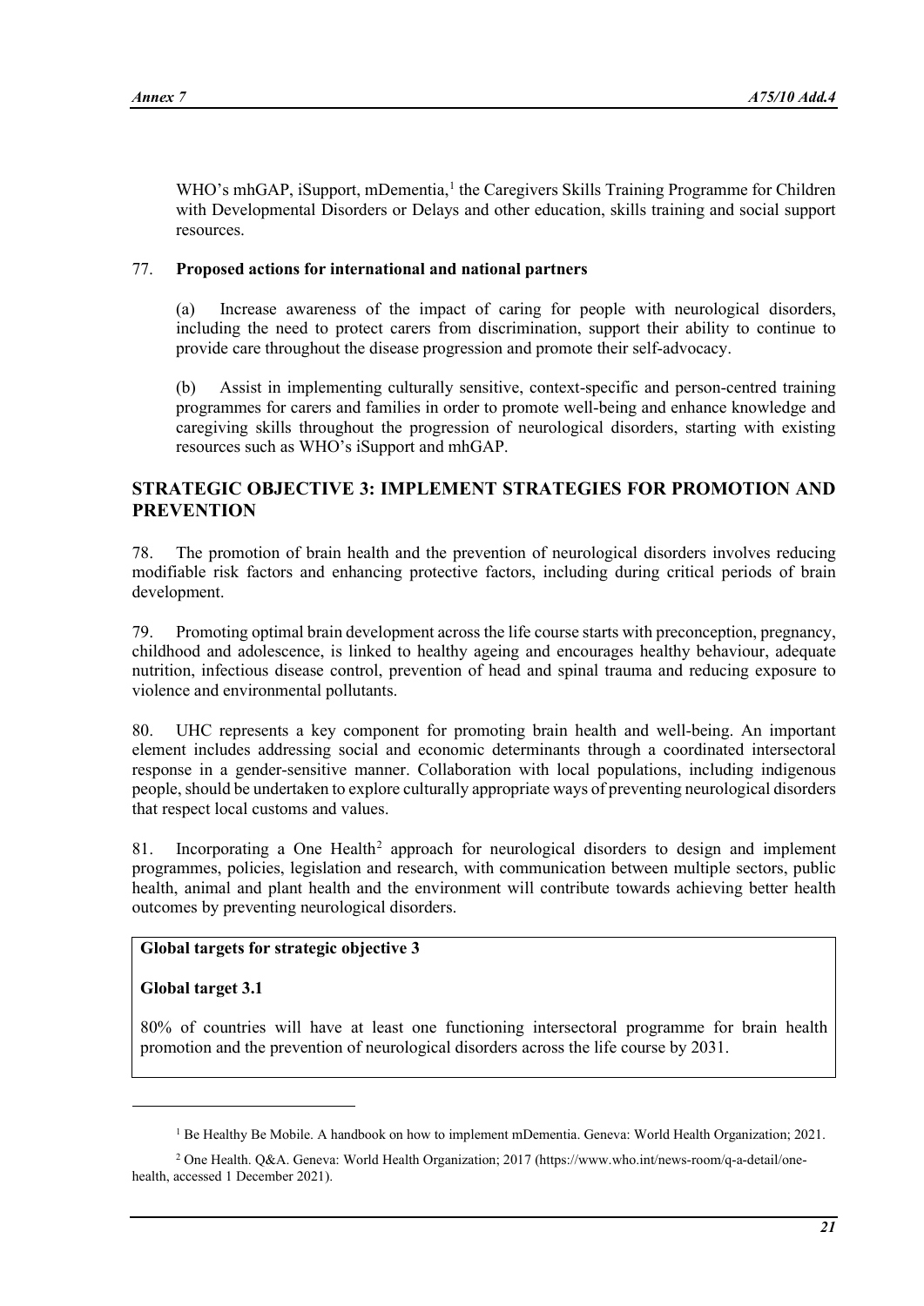WHO's mhGAP, iSupport, mDementia,[1] the Caregivers Skills Training Programme for Children with Developmental Disorders or Delays and other education, skills training and social support resources.

77. **Proposed actions for international and national partners**

(a) Increase awareness of the impact of caring for people with neurological disorders, including the need to protect carers from discrimination, support their ability to continue to provide care throughout the disease progression and promote their self-advocacy.

(b) Assist in implementing culturally sensitive, context-specific and person-centred training programmes for carers and families in order to promote well-being and enhance knowledge and caregiving skills throughout the progression of neurological disorders, starting with existing resources such as WHO's iSupport and mhGAP.

## STRATEGIC OBJECTIVE 3: IMPLEMENT STRATEGIES FOR PROMOTION AND PREVENTION

78. The promotion of brain health and the prevention of neurological disorders involves reducing modifiable risk factors and enhancing protective factors, including during critical periods of brain development.

79. Promoting optimal brain development across the life course starts with preconception, pregnancy, childhood and adolescence, is linked to healthy ageing and encourages healthy behaviour, adequate nutrition, infectious disease control, prevention of head and spinal trauma and reducing exposure to violence and environmental pollutants.

80. UHC represents a key component for promoting brain health and well-being. An important element includes addressing social and economic determinants through a coordinated intersectoral response in a gender-sensitive manner. Collaboration with local populations, including indigenous people, should be undertaken to explore culturally appropriate ways of preventing neurological disorders that respect local customs and values.

81. Incorporating a One Health[2] approach for neurological disorders to design and implement programmes, policies, legislation and research, with communication between multiple sectors, public health, animal and plant health and the environment will contribute towards achieving better health outcomes by preventing neurological disorders.

**Global targets for strategic objective 3**

**Global target 3.1**

80% of countries will have at least one functioning intersectoral programme for brain health promotion and the prevention of neurological disorders across the life course by 2031.

---

[1] Be Healthy Be Mobile. A handbook on how to implement mDementia. Geneva: World Health Organization; 2021.

[2] One Health. Q&A. Geneva: World Health Organization; 2017 (https://www.who.int/news-room/q-a-detail/one-health, accessed 1 December 2021).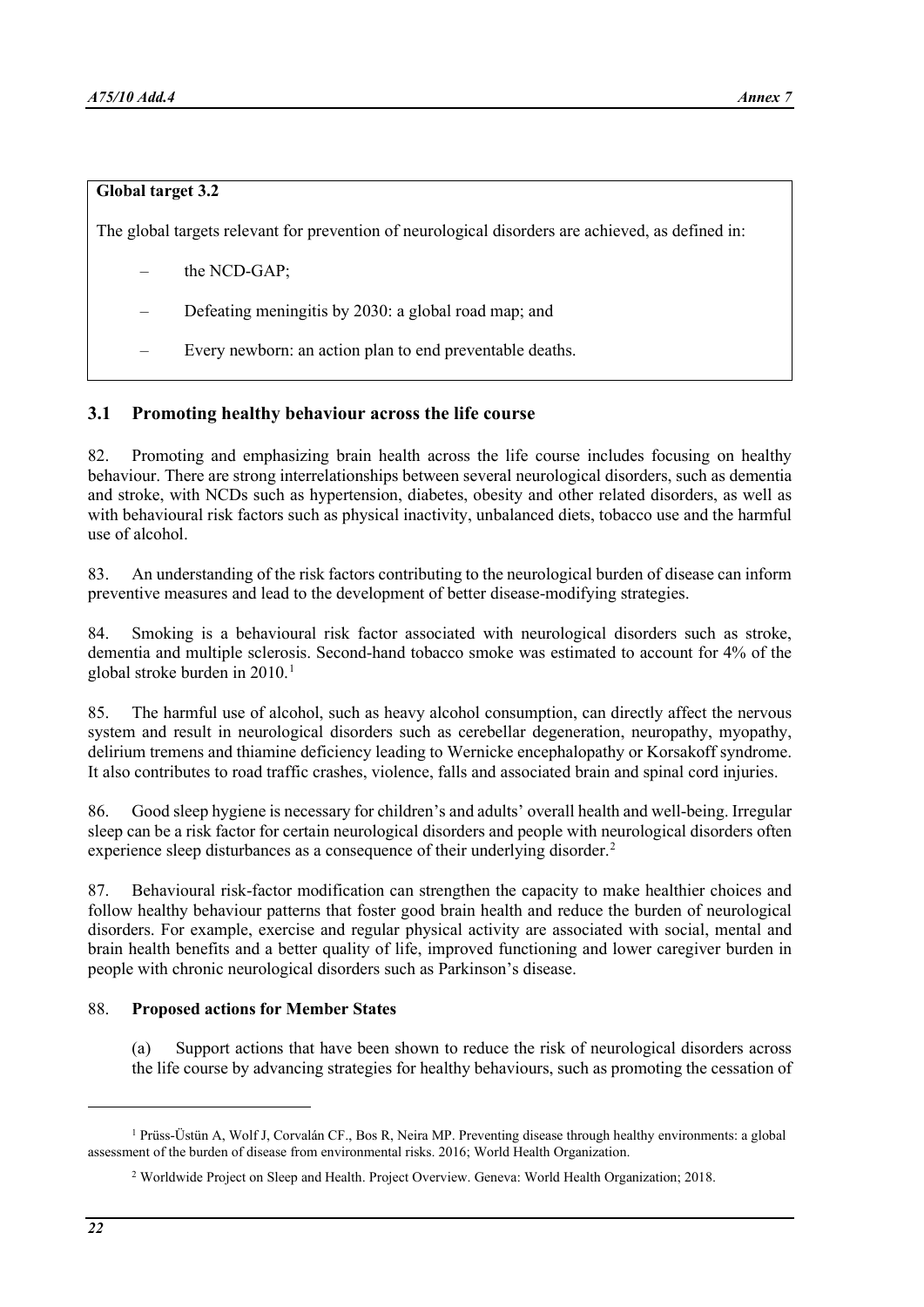**Global target 3.2**

The global targets relevant for prevention of neurological disorders are achieved, as defined in:

- the NCD-GAP;
- Defeating meningitis by 2030: a global road map; and
- Every newborn: an action plan to end preventable deaths.

### 3.1 Promoting healthy behaviour across the life course

82. Promoting and emphasizing brain health across the life course includes focusing on healthy behaviour. There are strong interrelationships between several neurological disorders, such as dementia and stroke, with NCDs such as hypertension, diabetes, obesity and other related disorders, as well as with behavioural risk factors such as physical inactivity, unbalanced diets, tobacco use and the harmful use of alcohol.

83. An understanding of the risk factors contributing to the neurological burden of disease can inform preventive measures and lead to the development of better disease-modifying strategies.

84. Smoking is a behavioural risk factor associated with neurological disorders such as stroke, dementia and multiple sclerosis. Second-hand tobacco smoke was estimated to account for 4% of the global stroke burden in 2010.[1]

85. The harmful use of alcohol, such as heavy alcohol consumption, can directly affect the nervous system and result in neurological disorders such as cerebellar degeneration, neuropathy, myopathy, delirium tremens and thiamine deficiency leading to Wernicke encephalopathy or Korsakoff syndrome. It also contributes to road traffic crashes, violence, falls and associated brain and spinal cord injuries.

86. Good sleep hygiene is necessary for children's and adults' overall health and well-being. Irregular sleep can be a risk factor for certain neurological disorders and people with neurological disorders often experience sleep disturbances as a consequence of their underlying disorder.[2]

87. Behavioural risk-factor modification can strengthen the capacity to make healthier choices and follow healthy behaviour patterns that foster good brain health and reduce the burden of neurological disorders. For example, exercise and regular physical activity are associated with social, mental and brain health benefits and a better quality of life, improved functioning and lower caregiver burden in people with chronic neurological disorders such as Parkinson's disease.

88. **Proposed actions for Member States**

(a) Support actions that have been shown to reduce the risk of neurological disorders across the life course by advancing strategies for healthy behaviours, such as promoting the cessation of

---

[1] Prüss-Üstün A, Wolf J, Corvalán CF., Bos R, Neira MP. Preventing disease through healthy environments: a global assessment of the burden of disease from environmental risks. 2016; World Health Organization.

[2] Worldwide Project on Sleep and Health. Project Overview. Geneva: World Health Organization; 2018.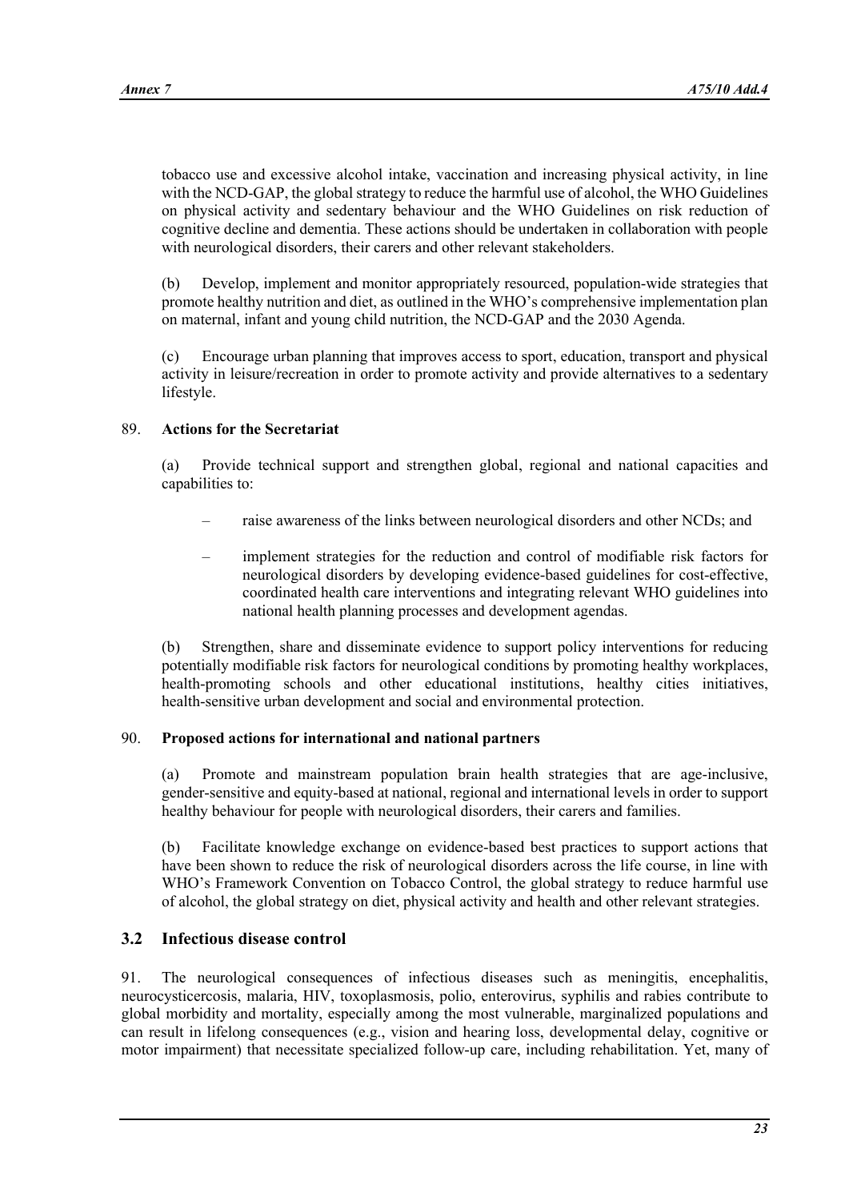tobacco use and excessive alcohol intake, vaccination and increasing physical activity, in line with the NCD-GAP, the global strategy to reduce the harmful use of alcohol, the WHO Guidelines on physical activity and sedentary behaviour and the WHO Guidelines on risk reduction of cognitive decline and dementia. These actions should be undertaken in collaboration with people with neurological disorders, their carers and other relevant stakeholders.

(b) Develop, implement and monitor appropriately resourced, population-wide strategies that promote healthy nutrition and diet, as outlined in the WHO's comprehensive implementation plan on maternal, infant and young child nutrition, the NCD-GAP and the 2030 Agenda.

(c) Encourage urban planning that improves access to sport, education, transport and physical activity in leisure/recreation in order to promote activity and provide alternatives to a sedentary lifestyle.

89. **Actions for the Secretariat**

(a) Provide technical support and strengthen global, regional and national capacities and capabilities to:

– raise awareness of the links between neurological disorders and other NCDs; and

– implement strategies for the reduction and control of modifiable risk factors for neurological disorders by developing evidence-based guidelines for cost-effective, coordinated health care interventions and integrating relevant WHO guidelines into national health planning processes and development agendas.

(b) Strengthen, share and disseminate evidence to support policy interventions for reducing potentially modifiable risk factors for neurological conditions by promoting healthy workplaces, health-promoting schools and other educational institutions, healthy cities initiatives, health-sensitive urban development and social and environmental protection.

90. **Proposed actions for international and national partners**

(a) Promote and mainstream population brain health strategies that are age-inclusive, gender-sensitive and equity-based at national, regional and international levels in order to support healthy behaviour for people with neurological disorders, their carers and families.

(b) Facilitate knowledge exchange on evidence-based best practices to support actions that have been shown to reduce the risk of neurological disorders across the life course, in line with WHO's Framework Convention on Tobacco Control, the global strategy to reduce harmful use of alcohol, the global strategy on diet, physical activity and health and other relevant strategies.

### 3.2 Infectious disease control

91. The neurological consequences of infectious diseases such as meningitis, encephalitis, neurocysticercosis, malaria, HIV, toxoplasmosis, polio, enterovirus, syphilis and rabies contribute to global morbidity and mortality, especially among the most vulnerable, marginalized populations and can result in lifelong consequences (e.g., vision and hearing loss, developmental delay, cognitive or motor impairment) that necessitate specialized follow-up care, including rehabilitation. Yet, many of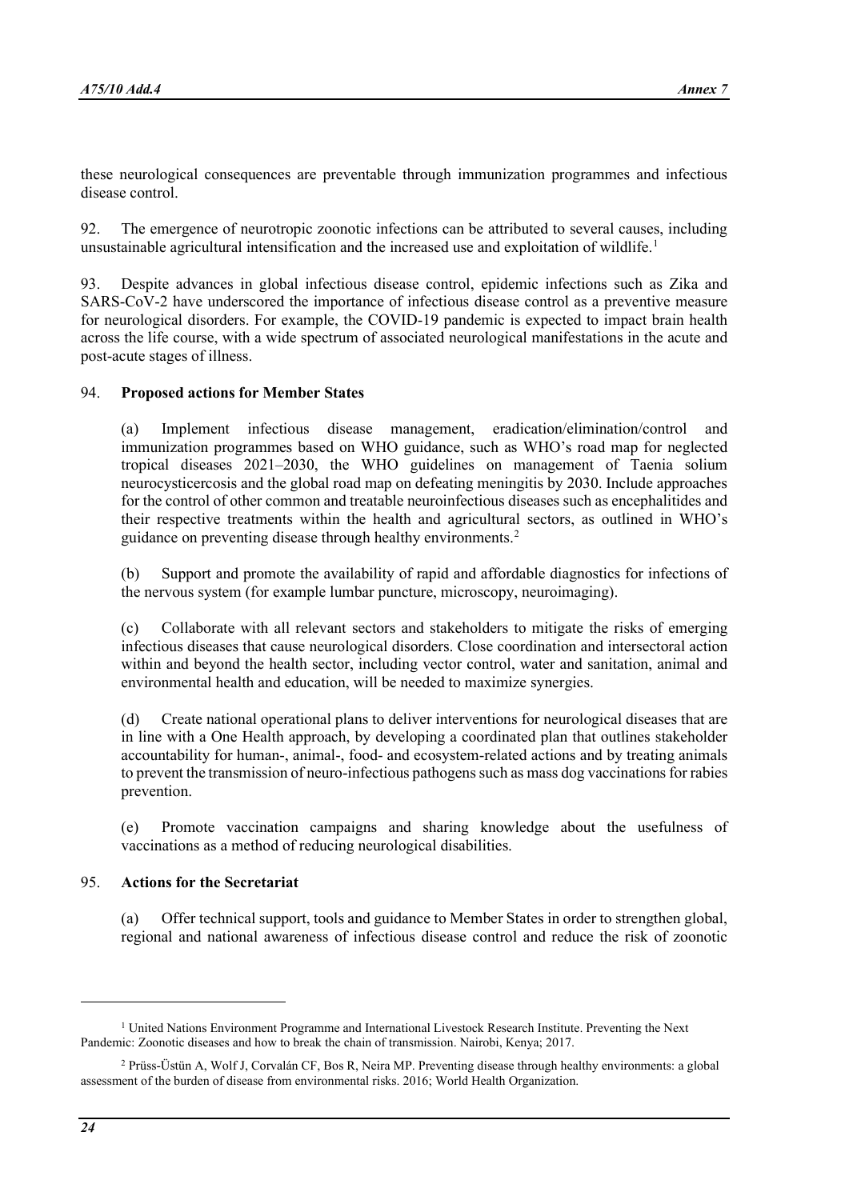these neurological consequences are preventable through immunization programmes and infectious disease control.

92. The emergence of neurotropic zoonotic infections can be attributed to several causes, including unsustainable agricultural intensification and the increased use and exploitation of wildlife.[1]

93. Despite advances in global infectious disease control, epidemic infections such as Zika and SARS-CoV-2 have underscored the importance of infectious disease control as a preventive measure for neurological disorders. For example, the COVID-19 pandemic is expected to impact brain health across the life course, with a wide spectrum of associated neurological manifestations in the acute and post-acute stages of illness.

94. **Proposed actions for Member States**

(a) Implement infectious disease management, eradication/elimination/control and immunization programmes based on WHO guidance, such as WHO's road map for neglected tropical diseases 2021–2030, the WHO guidelines on management of Taenia solium neurocysticercosis and the global road map on defeating meningitis by 2030. Include approaches for the control of other common and treatable neuroinfectious diseases such as encephalitides and their respective treatments within the health and agricultural sectors, as outlined in WHO's guidance on preventing disease through healthy environments.[2]

(b) Support and promote the availability of rapid and affordable diagnostics for infections of the nervous system (for example lumbar puncture, microscopy, neuroimaging).

(c) Collaborate with all relevant sectors and stakeholders to mitigate the risks of emerging infectious diseases that cause neurological disorders. Close coordination and intersectoral action within and beyond the health sector, including vector control, water and sanitation, animal and environmental health and education, will be needed to maximize synergies.

(d) Create national operational plans to deliver interventions for neurological diseases that are in line with a One Health approach, by developing a coordinated plan that outlines stakeholder accountability for human-, animal-, food- and ecosystem-related actions and by treating animals to prevent the transmission of neuro-infectious pathogens such as mass dog vaccinations for rabies prevention.

(e) Promote vaccination campaigns and sharing knowledge about the usefulness of vaccinations as a method of reducing neurological disabilities.

95. **Actions for the Secretariat**

(a) Offer technical support, tools and guidance to Member States in order to strengthen global, regional and national awareness of infectious disease control and reduce the risk of zoonotic

---

[1] United Nations Environment Programme and International Livestock Research Institute. Preventing the Next Pandemic: Zoonotic diseases and how to break the chain of transmission. Nairobi, Kenya; 2017.

[2] Prüss-Üstün A, Wolf J, Corvalán CF, Bos R, Neira MP. Preventing disease through healthy environments: a global assessment of the burden of disease from environmental risks. 2016; World Health Organization.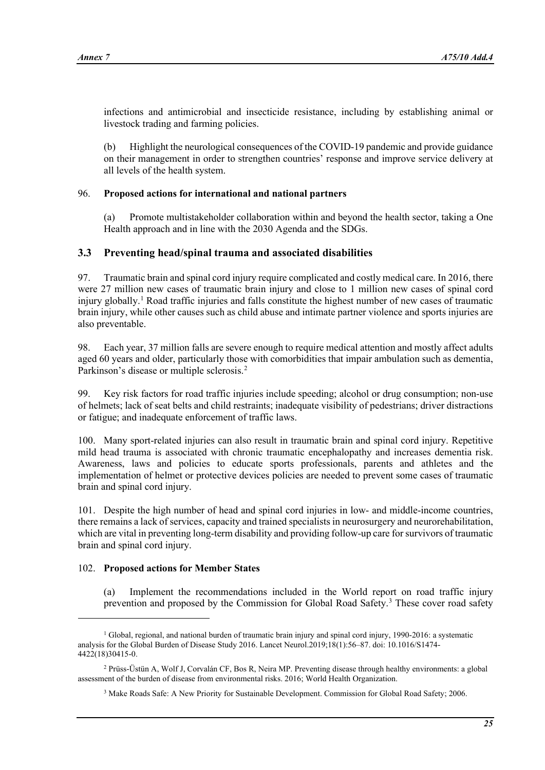infections and antimicrobial and insecticide resistance, including by establishing animal or livestock trading and farming policies.

(b) Highlight the neurological consequences of the COVID-19 pandemic and provide guidance on their management in order to strengthen countries' response and improve service delivery at all levels of the health system.

96. **Proposed actions for international and national partners**

(a) Promote multistakeholder collaboration within and beyond the health sector, taking a One Health approach and in line with the 2030 Agenda and the SDGs.

### 3.3 Preventing head/spinal trauma and associated disabilities

97. Traumatic brain and spinal cord injury require complicated and costly medical care. In 2016, there were 27 million new cases of traumatic brain injury and close to 1 million new cases of spinal cord injury globally.[1] Road traffic injuries and falls constitute the highest number of new cases of traumatic brain injury, while other causes such as child abuse and intimate partner violence and sports injuries are also preventable.

98. Each year, 37 million falls are severe enough to require medical attention and mostly affect adults aged 60 years and older, particularly those with comorbidities that impair ambulation such as dementia, Parkinson's disease or multiple sclerosis.[2]

99. Key risk factors for road traffic injuries include speeding; alcohol or drug consumption; non-use of helmets; lack of seat belts and child restraints; inadequate visibility of pedestrians; driver distractions or fatigue; and inadequate enforcement of traffic laws.

100. Many sport-related injuries can also result in traumatic brain and spinal cord injury. Repetitive mild head trauma is associated with chronic traumatic encephalopathy and increases dementia risk. Awareness, laws and policies to educate sports professionals, parents and athletes and the implementation of helmet or protective devices policies are needed to prevent some cases of traumatic brain and spinal cord injury.

101. Despite the high number of head and spinal cord injuries in low- and middle-income countries, there remains a lack of services, capacity and trained specialists in neurosurgery and neurorehabilitation, which are vital in preventing long-term disability and providing follow-up care for survivors of traumatic brain and spinal cord injury.

102. **Proposed actions for Member States**

(a) Implement the recommendations included in the World report on road traffic injury prevention and proposed by the Commission for Global Road Safety.[3] These cover road safety

---

[1] Global, regional, and national burden of traumatic brain injury and spinal cord injury, 1990-2016: a systematic analysis for the Global Burden of Disease Study 2016. Lancet Neurol.2019;18(1):56–87. doi: 10.1016/S1474-4422(18)30415-0.

[2] Prüss-Üstün A, Wolf J, Corvalán CF, Bos R, Neira MP. Preventing disease through healthy environments: a global assessment of the burden of disease from environmental risks. 2016; World Health Organization.

[3] Make Roads Safe: A New Priority for Sustainable Development. Commission for Global Road Safety; 2006.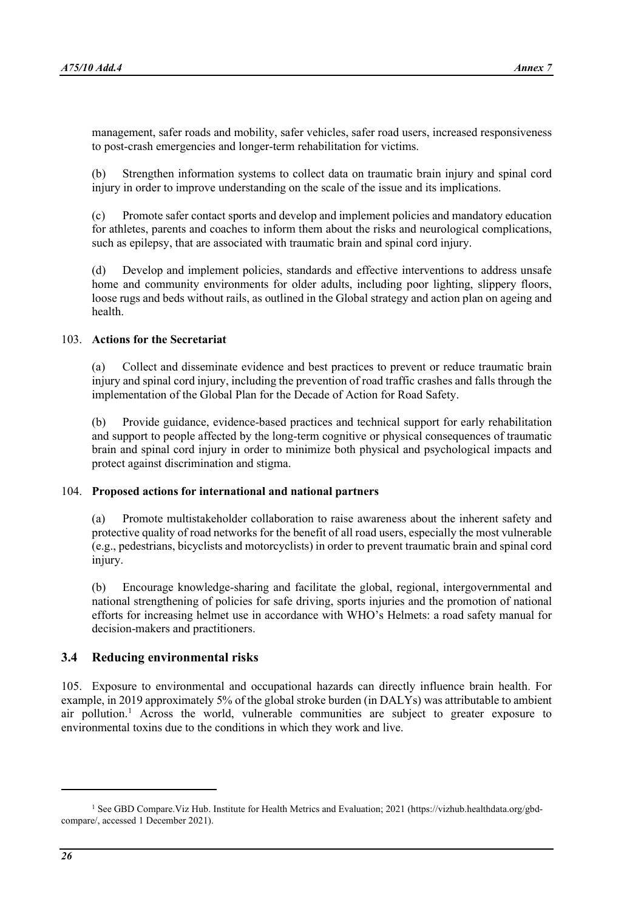management, safer roads and mobility, safer vehicles, safer road users, increased responsiveness to post-crash emergencies and longer-term rehabilitation for victims.

(b) Strengthen information systems to collect data on traumatic brain injury and spinal cord injury in order to improve understanding on the scale of the issue and its implications.

(c) Promote safer contact sports and develop and implement policies and mandatory education for athletes, parents and coaches to inform them about the risks and neurological complications, such as epilepsy, that are associated with traumatic brain and spinal cord injury.

(d) Develop and implement policies, standards and effective interventions to address unsafe home and community environments for older adults, including poor lighting, slippery floors, loose rugs and beds without rails, as outlined in the Global strategy and action plan on ageing and health.

103. **Actions for the Secretariat**

(a) Collect and disseminate evidence and best practices to prevent or reduce traumatic brain injury and spinal cord injury, including the prevention of road traffic crashes and falls through the implementation of the Global Plan for the Decade of Action for Road Safety.

(b) Provide guidance, evidence-based practices and technical support for early rehabilitation and support to people affected by the long-term cognitive or physical consequences of traumatic brain and spinal cord injury in order to minimize both physical and psychological impacts and protect against discrimination and stigma.

104. **Proposed actions for international and national partners**

(a) Promote multistakeholder collaboration to raise awareness about the inherent safety and protective quality of road networks for the benefit of all road users, especially the most vulnerable (e.g., pedestrians, bicyclists and motorcyclists) in order to prevent traumatic brain and spinal cord injury.

(b) Encourage knowledge-sharing and facilitate the global, regional, intergovernmental and national strengthening of policies for safe driving, sports injuries and the promotion of national efforts for increasing helmet use in accordance with WHO's Helmets: a road safety manual for decision-makers and practitioners.

### 3.4 Reducing environmental risks

105. Exposure to environmental and occupational hazards can directly influence brain health. For example, in 2019 approximately 5% of the global stroke burden (in DALYs) was attributable to ambient air pollution.[1] Across the world, vulnerable communities are subject to greater exposure to environmental toxins due to the conditions in which they work and live.

[1] See GBD Compare.Viz Hub. Institute for Health Metrics and Evaluation; 2021 (https://vizhub.healthdata.org/gbd-compare/, accessed 1 December 2021).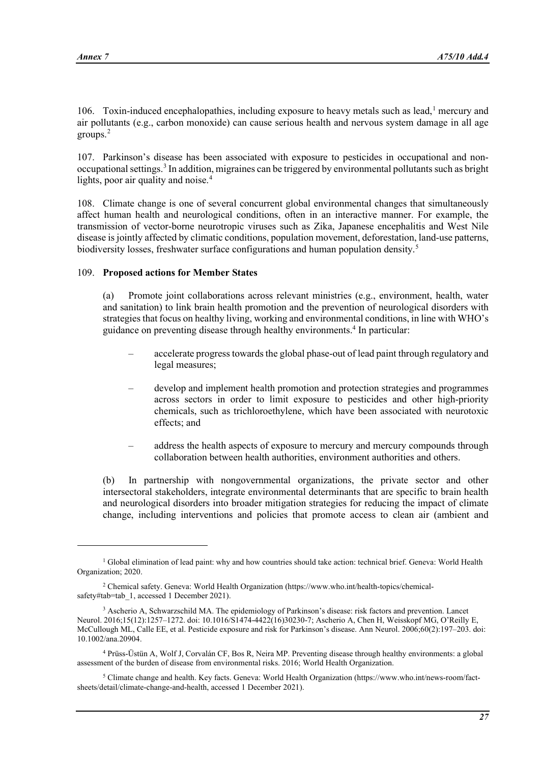106. Toxin-induced encephalopathies, including exposure to heavy metals such as lead,[1] mercury and air pollutants (e.g., carbon monoxide) can cause serious health and nervous system damage in all age groups.[2]

107. Parkinson's disease has been associated with exposure to pesticides in occupational and non-occupational settings.[3] In addition, migraines can be triggered by environmental pollutants such as bright lights, poor air quality and noise.[4]

108. Climate change is one of several concurrent global environmental changes that simultaneously affect human health and neurological conditions, often in an interactive manner. For example, the transmission of vector-borne neurotropic viruses such as Zika, Japanese encephalitis and West Nile disease is jointly affected by climatic conditions, population movement, deforestation, land-use patterns, biodiversity losses, freshwater surface configurations and human population density.[5]

109. **Proposed actions for Member States**

(a) Promote joint collaborations across relevant ministries (e.g., environment, health, water and sanitation) to link brain health promotion and the prevention of neurological disorders with strategies that focus on healthy living, working and environmental conditions, in line with WHO's guidance on preventing disease through healthy environments.[4] In particular:

- accelerate progress towards the global phase-out of lead paint through regulatory and legal measures;
- develop and implement health promotion and protection strategies and programmes across sectors in order to limit exposure to pesticides and other high-priority chemicals, such as trichloroethylene, which have been associated with neurotoxic effects; and
- address the health aspects of exposure to mercury and mercury compounds through collaboration between health authorities, environment authorities and others.

(b) In partnership with nongovernmental organizations, the private sector and other intersectoral stakeholders, integrate environmental determinants that are specific to brain health and neurological disorders into broader mitigation strategies for reducing the impact of climate change, including interventions and policies that promote access to clean air (ambient and

---

[1] Global elimination of lead paint: why and how countries should take action: technical brief. Geneva: World Health Organization; 2020.

[2] Chemical safety. Geneva: World Health Organization (https://www.who.int/health-topics/chemical-safety#tab=tab_1, accessed 1 December 2021).

[3] Ascherio A, Schwarzschild MA. The epidemiology of Parkinson's disease: risk factors and prevention. Lancet Neurol. 2016;15(12):1257–1272. doi: 10.1016/S1474-4422(16)30230-7; Ascherio A, Chen H, Weisskopf MG, O'Reilly E, McCullough ML, Calle EE, et al. Pesticide exposure and risk for Parkinson's disease. Ann Neurol. 2006;60(2):197–203. doi: 10.1002/ana.20904.

[4] Prüss-Üstün A, Wolf J, Corvalán CF, Bos R, Neira MP. Preventing disease through healthy environments: a global assessment of the burden of disease from environmental risks. 2016; World Health Organization.

[5] Climate change and health. Key facts. Geneva: World Health Organization (https://www.who.int/news-room/fact-sheets/detail/climate-change-and-health, accessed 1 December 2021).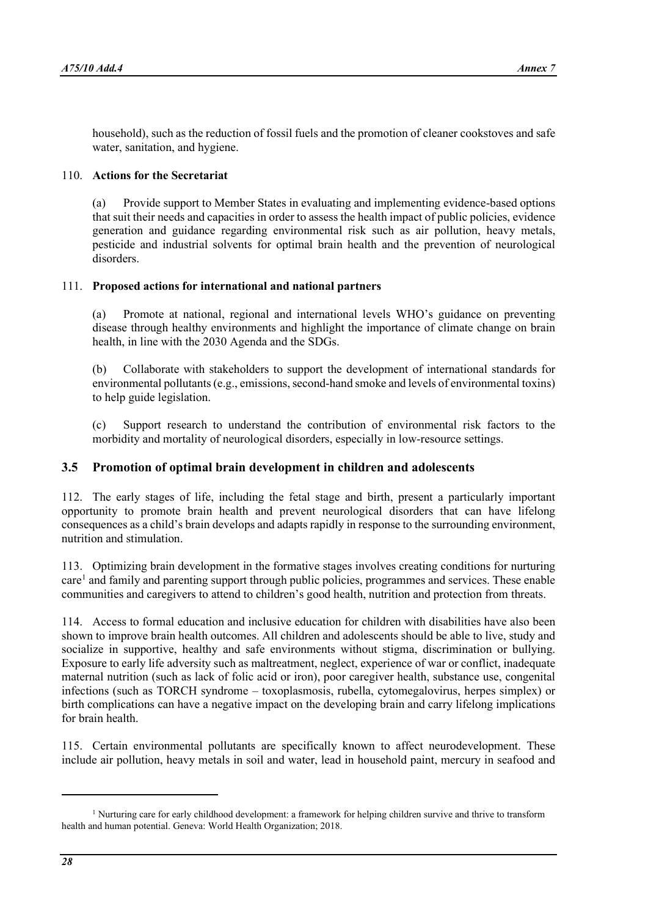household), such as the reduction of fossil fuels and the promotion of cleaner cookstoves and safe water, sanitation, and hygiene.

110. **Actions for the Secretariat**

(a) Provide support to Member States in evaluating and implementing evidence-based options that suit their needs and capacities in order to assess the health impact of public policies, evidence generation and guidance regarding environmental risk such as air pollution, heavy metals, pesticide and industrial solvents for optimal brain health and the prevention of neurological disorders.

111. **Proposed actions for international and national partners**

(a) Promote at national, regional and international levels WHO's guidance on preventing disease through healthy environments and highlight the importance of climate change on brain health, in line with the 2030 Agenda and the SDGs.

(b) Collaborate with stakeholders to support the development of international standards for environmental pollutants (e.g., emissions, second-hand smoke and levels of environmental toxins) to help guide legislation.

(c) Support research to understand the contribution of environmental risk factors to the morbidity and mortality of neurological disorders, especially in low-resource settings.

## 3.5 Promotion of optimal brain development in children and adolescents

112. The early stages of life, including the fetal stage and birth, present a particularly important opportunity to promote brain health and prevent neurological disorders that can have lifelong consequences as a child's brain develops and adapts rapidly in response to the surrounding environment, nutrition and stimulation.

113. Optimizing brain development in the formative stages involves creating conditions for nurturing care[1] and family and parenting support through public policies, programmes and services. These enable communities and caregivers to attend to children's good health, nutrition and protection from threats.

114. Access to formal education and inclusive education for children with disabilities have also been shown to improve brain health outcomes. All children and adolescents should be able to live, study and socialize in supportive, healthy and safe environments without stigma, discrimination or bullying. Exposure to early life adversity such as maltreatment, neglect, experience of war or conflict, inadequate maternal nutrition (such as lack of folic acid or iron), poor caregiver health, substance use, congenital infections (such as TORCH syndrome – toxoplasmosis, rubella, cytomegalovirus, herpes simplex) or birth complications can have a negative impact on the developing brain and carry lifelong implications for brain health.

115. Certain environmental pollutants are specifically known to affect neurodevelopment. These include air pollution, heavy metals in soil and water, lead in household paint, mercury in seafood and

---

[1] Nurturing care for early childhood development: a framework for helping children survive and thrive to transform health and human potential. Geneva: World Health Organization; 2018.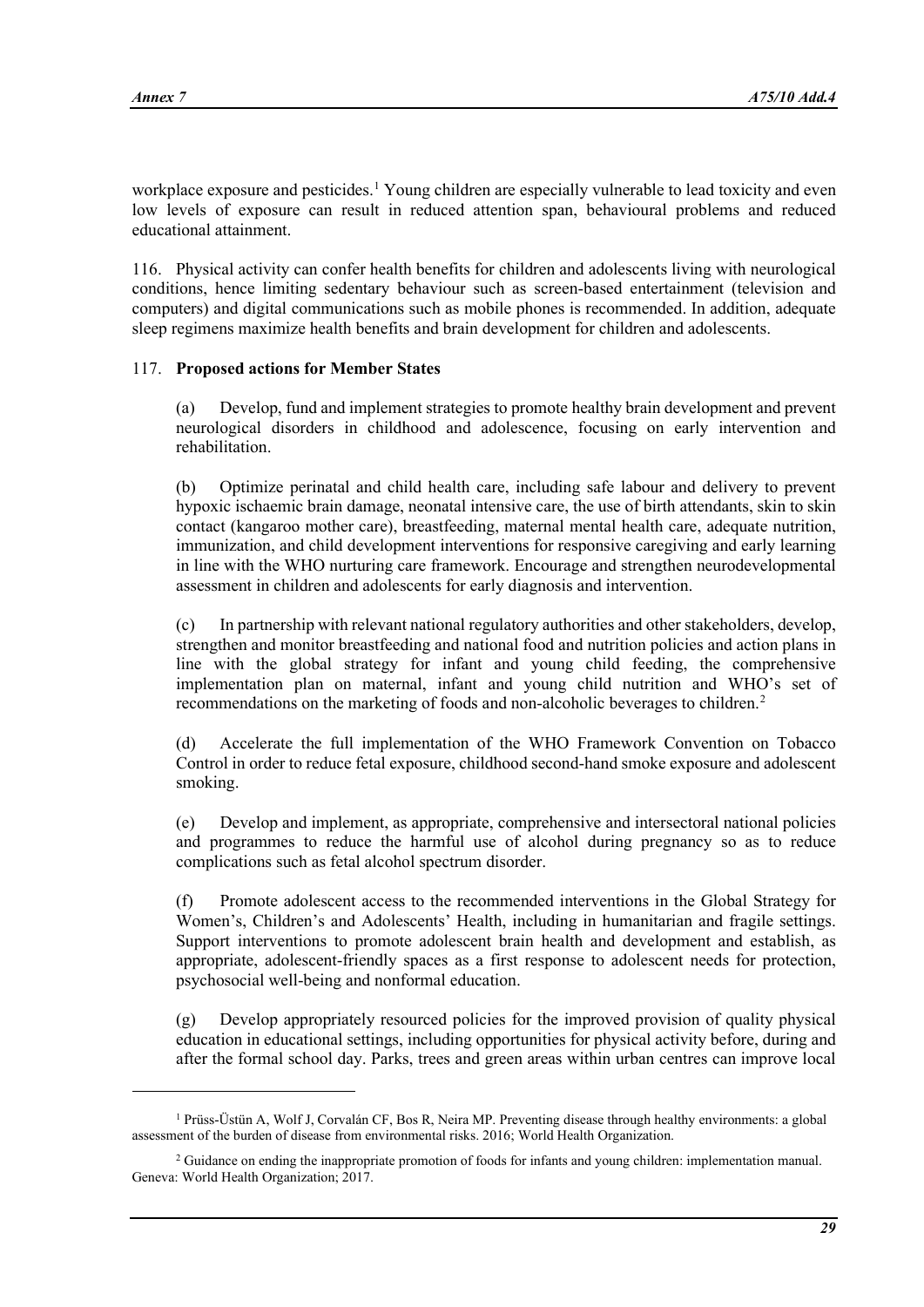workplace exposure and pesticides.[1] Young children are especially vulnerable to lead toxicity and even low levels of exposure can result in reduced attention span, behavioural problems and reduced educational attainment.

116. Physical activity can confer health benefits for children and adolescents living with neurological conditions, hence limiting sedentary behaviour such as screen-based entertainment (television and computers) and digital communications such as mobile phones is recommended. In addition, adequate sleep regimens maximize health benefits and brain development for children and adolescents.

117. **Proposed actions for Member States**

(a) Develop, fund and implement strategies to promote healthy brain development and prevent neurological disorders in childhood and adolescence, focusing on early intervention and rehabilitation.

(b) Optimize perinatal and child health care, including safe labour and delivery to prevent hypoxic ischaemic brain damage, neonatal intensive care, the use of birth attendants, skin to skin contact (kangaroo mother care), breastfeeding, maternal mental health care, adequate nutrition, immunization, and child development interventions for responsive caregiving and early learning in line with the WHO nurturing care framework. Encourage and strengthen neurodevelopmental assessment in children and adolescents for early diagnosis and intervention.

(c) In partnership with relevant national regulatory authorities and other stakeholders, develop, strengthen and monitor breastfeeding and national food and nutrition policies and action plans in line with the global strategy for infant and young child feeding, the comprehensive implementation plan on maternal, infant and young child nutrition and WHO's set of recommendations on the marketing of foods and non-alcoholic beverages to children.[2]

(d) Accelerate the full implementation of the WHO Framework Convention on Tobacco Control in order to reduce fetal exposure, childhood second-hand smoke exposure and adolescent smoking.

(e) Develop and implement, as appropriate, comprehensive and intersectoral national policies and programmes to reduce the harmful use of alcohol during pregnancy so as to reduce complications such as fetal alcohol spectrum disorder.

(f) Promote adolescent access to the recommended interventions in the Global Strategy for Women's, Children's and Adolescents' Health, including in humanitarian and fragile settings. Support interventions to promote adolescent brain health and development and establish, as appropriate, adolescent-friendly spaces as a first response to adolescent needs for protection, psychosocial well-being and nonformal education.

(g) Develop appropriately resourced policies for the improved provision of quality physical education in educational settings, including opportunities for physical activity before, during and after the formal school day. Parks, trees and green areas within urban centres can improve local

---

[1] Prüss-Üstün A, Wolf J, Corvalán CF, Bos R, Neira MP. Preventing disease through healthy environments: a global assessment of the burden of disease from environmental risks. 2016; World Health Organization.

[2] Guidance on ending the inappropriate promotion of foods for infants and young children: implementation manual. Geneva: World Health Organization; 2017.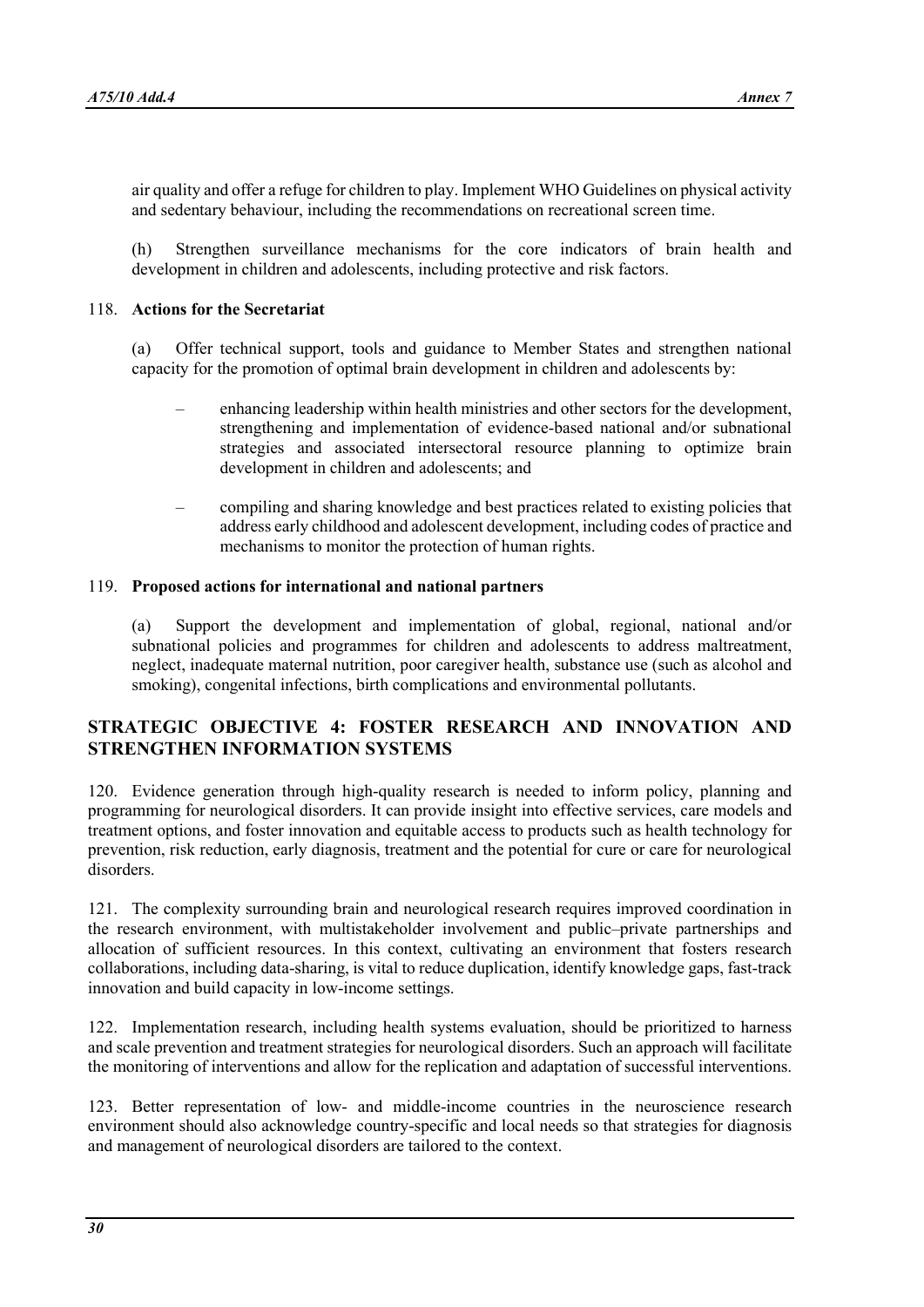air quality and offer a refuge for children to play. Implement WHO Guidelines on physical activity and sedentary behaviour, including the recommendations on recreational screen time.

(h) Strengthen surveillance mechanisms for the core indicators of brain health and development in children and adolescents, including protective and risk factors.

118. **Actions for the Secretariat**

(a) Offer technical support, tools and guidance to Member States and strengthen national capacity for the promotion of optimal brain development in children and adolescents by:

– enhancing leadership within health ministries and other sectors for the development, strengthening and implementation of evidence-based national and/or subnational strategies and associated intersectoral resource planning to optimize brain development in children and adolescents; and

– compiling and sharing knowledge and best practices related to existing policies that address early childhood and adolescent development, including codes of practice and mechanisms to monitor the protection of human rights.

119. **Proposed actions for international and national partners**

(a) Support the development and implementation of global, regional, national and/or subnational policies and programmes for children and adolescents to address maltreatment, neglect, inadequate maternal nutrition, poor caregiver health, substance use (such as alcohol and smoking), congenital infections, birth complications and environmental pollutants.

## STRATEGIC OBJECTIVE 4: FOSTER RESEARCH AND INNOVATION AND STRENGTHEN INFORMATION SYSTEMS

120. Evidence generation through high-quality research is needed to inform policy, planning and programming for neurological disorders. It can provide insight into effective services, care models and treatment options, and foster innovation and equitable access to products such as health technology for prevention, risk reduction, early diagnosis, treatment and the potential for cure or care for neurological disorders.

121. The complexity surrounding brain and neurological research requires improved coordination in the research environment, with multistakeholder involvement and public–private partnerships and allocation of sufficient resources. In this context, cultivating an environment that fosters research collaborations, including data-sharing, is vital to reduce duplication, identify knowledge gaps, fast-track innovation and build capacity in low-income settings.

122. Implementation research, including health systems evaluation, should be prioritized to harness and scale prevention and treatment strategies for neurological disorders. Such an approach will facilitate the monitoring of interventions and allow for the replication and adaptation of successful interventions.

123. Better representation of low- and middle-income countries in the neuroscience research environment should also acknowledge country-specific and local needs so that strategies for diagnosis and management of neurological disorders are tailored to the context.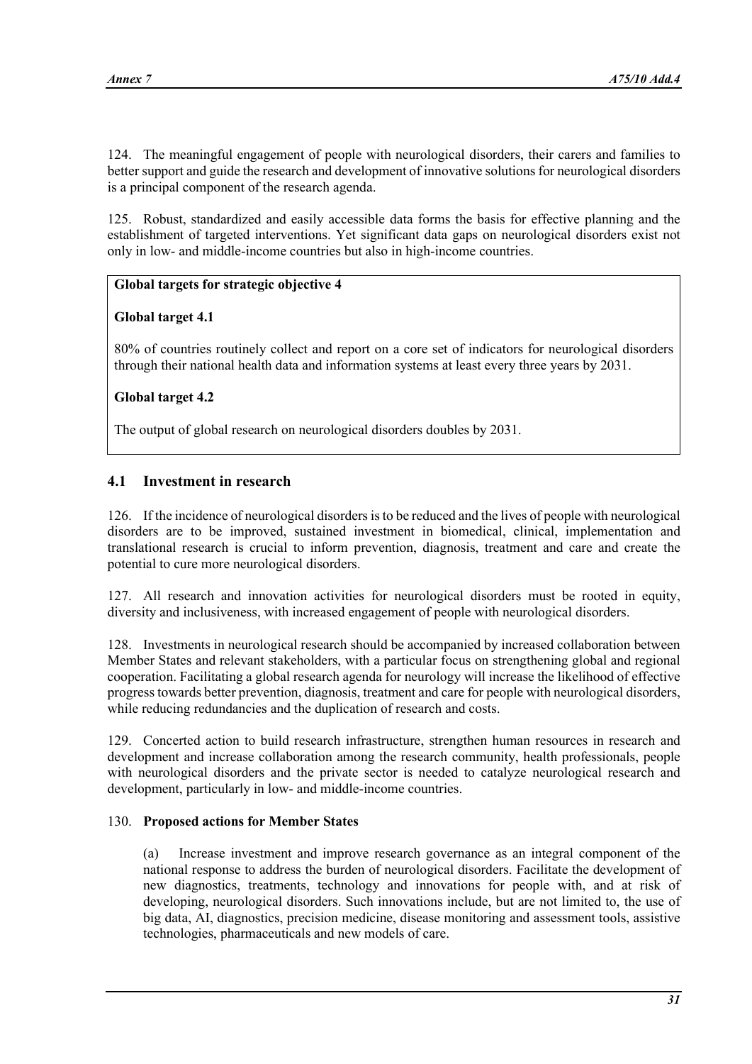124. The meaningful engagement of people with neurological disorders, their carers and families to better support and guide the research and development of innovative solutions for neurological disorders is a principal component of the research agenda.

125. Robust, standardized and easily accessible data forms the basis for effective planning and the establishment of targeted interventions. Yet significant data gaps on neurological disorders exist not only in low- and middle-income countries but also in high-income countries.

**Global targets for strategic objective 4**

**Global target 4.1**

80% of countries routinely collect and report on a core set of indicators for neurological disorders through their national health data and information systems at least every three years by 2031.

**Global target 4.2**

The output of global research on neurological disorders doubles by 2031.

## 4.1 Investment in research

126. If the incidence of neurological disorders is to be reduced and the lives of people with neurological disorders are to be improved, sustained investment in biomedical, clinical, implementation and translational research is crucial to inform prevention, diagnosis, treatment and care and create the potential to cure more neurological disorders.

127. All research and innovation activities for neurological disorders must be rooted in equity, diversity and inclusiveness, with increased engagement of people with neurological disorders.

128. Investments in neurological research should be accompanied by increased collaboration between Member States and relevant stakeholders, with a particular focus on strengthening global and regional cooperation. Facilitating a global research agenda for neurology will increase the likelihood of effective progress towards better prevention, diagnosis, treatment and care for people with neurological disorders, while reducing redundancies and the duplication of research and costs.

129. Concerted action to build research infrastructure, strengthen human resources in research and development and increase collaboration among the research community, health professionals, people with neurological disorders and the private sector is needed to catalyze neurological research and development, particularly in low- and middle-income countries.

130. **Proposed actions for Member States**

(a) Increase investment and improve research governance as an integral component of the national response to address the burden of neurological disorders. Facilitate the development of new diagnostics, treatments, technology and innovations for people with, and at risk of developing, neurological disorders. Such innovations include, but are not limited to, the use of big data, AI, diagnostics, precision medicine, disease monitoring and assessment tools, assistive technologies, pharmaceuticals and new models of care.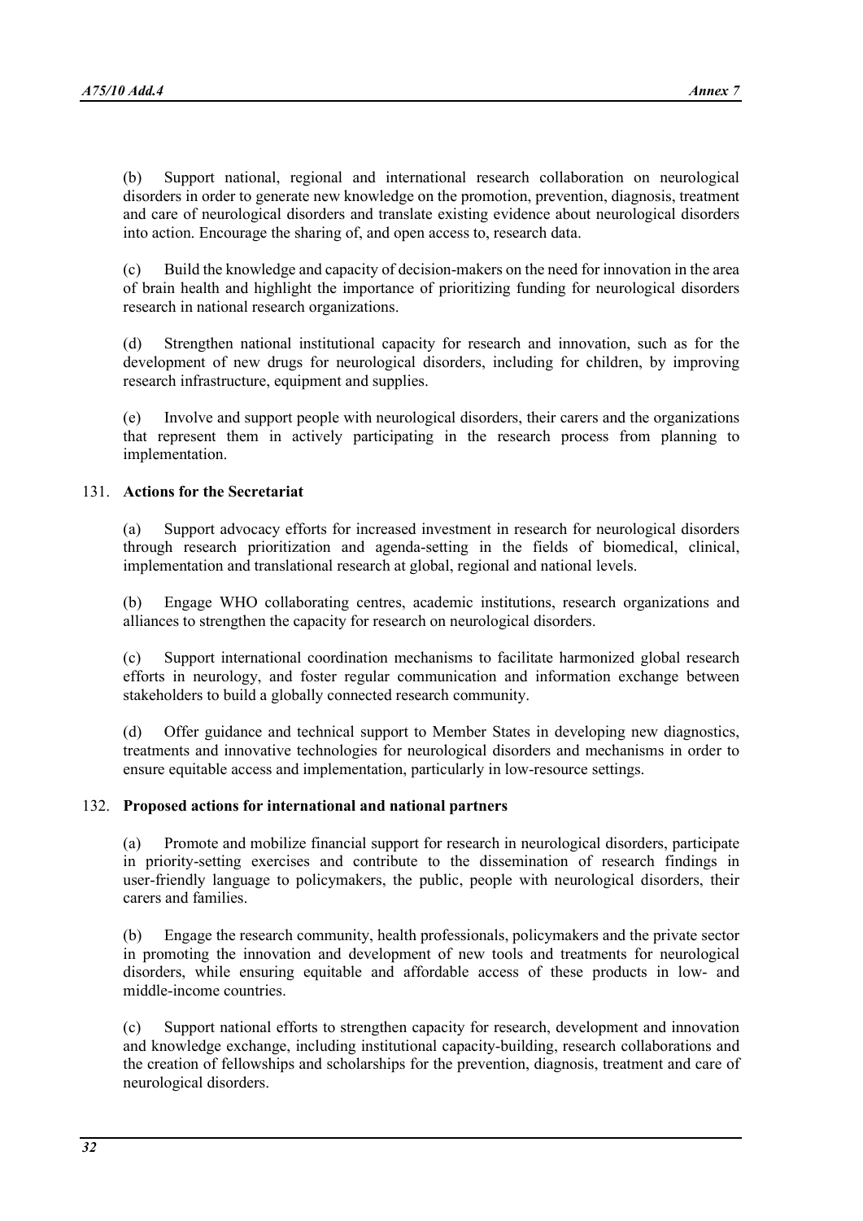(b) Support national, regional and international research collaboration on neurological disorders in order to generate new knowledge on the promotion, prevention, diagnosis, treatment and care of neurological disorders and translate existing evidence about neurological disorders into action. Encourage the sharing of, and open access to, research data.

(c) Build the knowledge and capacity of decision-makers on the need for innovation in the area of brain health and highlight the importance of prioritizing funding for neurological disorders research in national research organizations.

(d) Strengthen national institutional capacity for research and innovation, such as for the development of new drugs for neurological disorders, including for children, by improving research infrastructure, equipment and supplies.

(e) Involve and support people with neurological disorders, their carers and the organizations that represent them in actively participating in the research process from planning to implementation.

131. **Actions for the Secretariat**

(a) Support advocacy efforts for increased investment in research for neurological disorders through research prioritization and agenda-setting in the fields of biomedical, clinical, implementation and translational research at global, regional and national levels.

(b) Engage WHO collaborating centres, academic institutions, research organizations and alliances to strengthen the capacity for research on neurological disorders.

(c) Support international coordination mechanisms to facilitate harmonized global research efforts in neurology, and foster regular communication and information exchange between stakeholders to build a globally connected research community.

(d) Offer guidance and technical support to Member States in developing new diagnostics, treatments and innovative technologies for neurological disorders and mechanisms in order to ensure equitable access and implementation, particularly in low-resource settings.

132. **Proposed actions for international and national partners**

(a) Promote and mobilize financial support for research in neurological disorders, participate in priority-setting exercises and contribute to the dissemination of research findings in user-friendly language to policymakers, the public, people with neurological disorders, their carers and families.

(b) Engage the research community, health professionals, policymakers and the private sector in promoting the innovation and development of new tools and treatments for neurological disorders, while ensuring equitable and affordable access of these products in low- and middle-income countries.

(c) Support national efforts to strengthen capacity for research, development and innovation and knowledge exchange, including institutional capacity-building, research collaborations and the creation of fellowships and scholarships for the prevention, diagnosis, treatment and care of neurological disorders.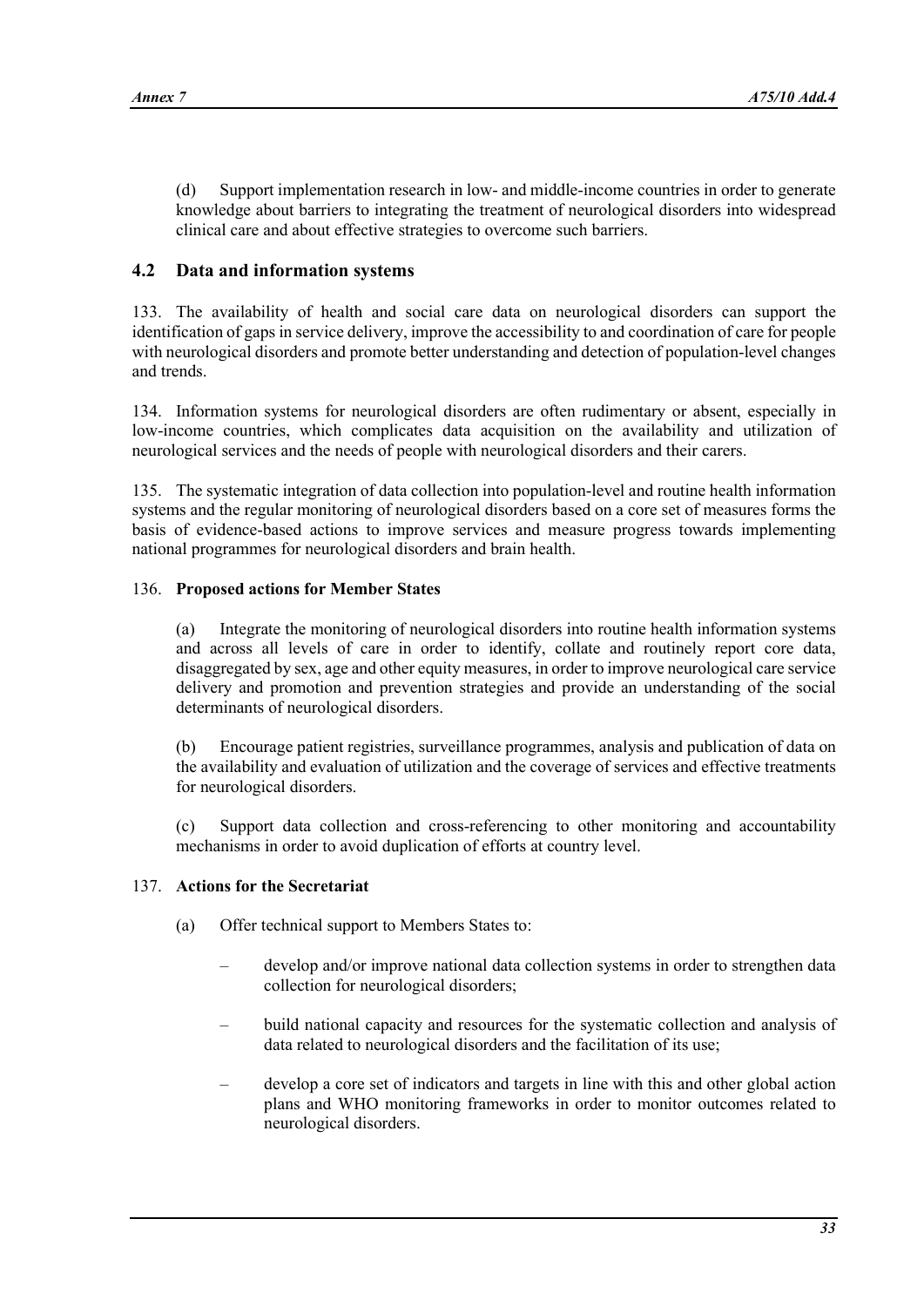(d) Support implementation research in low- and middle-income countries in order to generate knowledge about barriers to integrating the treatment of neurological disorders into widespread clinical care and about effective strategies to overcome such barriers.

## 4.2 Data and information systems

133. The availability of health and social care data on neurological disorders can support the identification of gaps in service delivery, improve the accessibility to and coordination of care for people with neurological disorders and promote better understanding and detection of population-level changes and trends.

134. Information systems for neurological disorders are often rudimentary or absent, especially in low-income countries, which complicates data acquisition on the availability and utilization of neurological services and the needs of people with neurological disorders and their carers.

135. The systematic integration of data collection into population-level and routine health information systems and the regular monitoring of neurological disorders based on a core set of measures forms the basis of evidence-based actions to improve services and measure progress towards implementing national programmes for neurological disorders and brain health.

136. **Proposed actions for Member States**

(a) Integrate the monitoring of neurological disorders into routine health information systems and across all levels of care in order to identify, collate and routinely report core data, disaggregated by sex, age and other equity measures, in order to improve neurological care service delivery and promotion and prevention strategies and provide an understanding of the social determinants of neurological disorders.

(b) Encourage patient registries, surveillance programmes, analysis and publication of data on the availability and evaluation of utilization and the coverage of services and effective treatments for neurological disorders.

(c) Support data collection and cross-referencing to other monitoring and accountability mechanisms in order to avoid duplication of efforts at country level.

137. **Actions for the Secretariat**

(a) Offer technical support to Members States to:

- develop and/or improve national data collection systems in order to strengthen data collection for neurological disorders;
- build national capacity and resources for the systematic collection and analysis of data related to neurological disorders and the facilitation of its use;
- develop a core set of indicators and targets in line with this and other global action plans and WHO monitoring frameworks in order to monitor outcomes related to neurological disorders.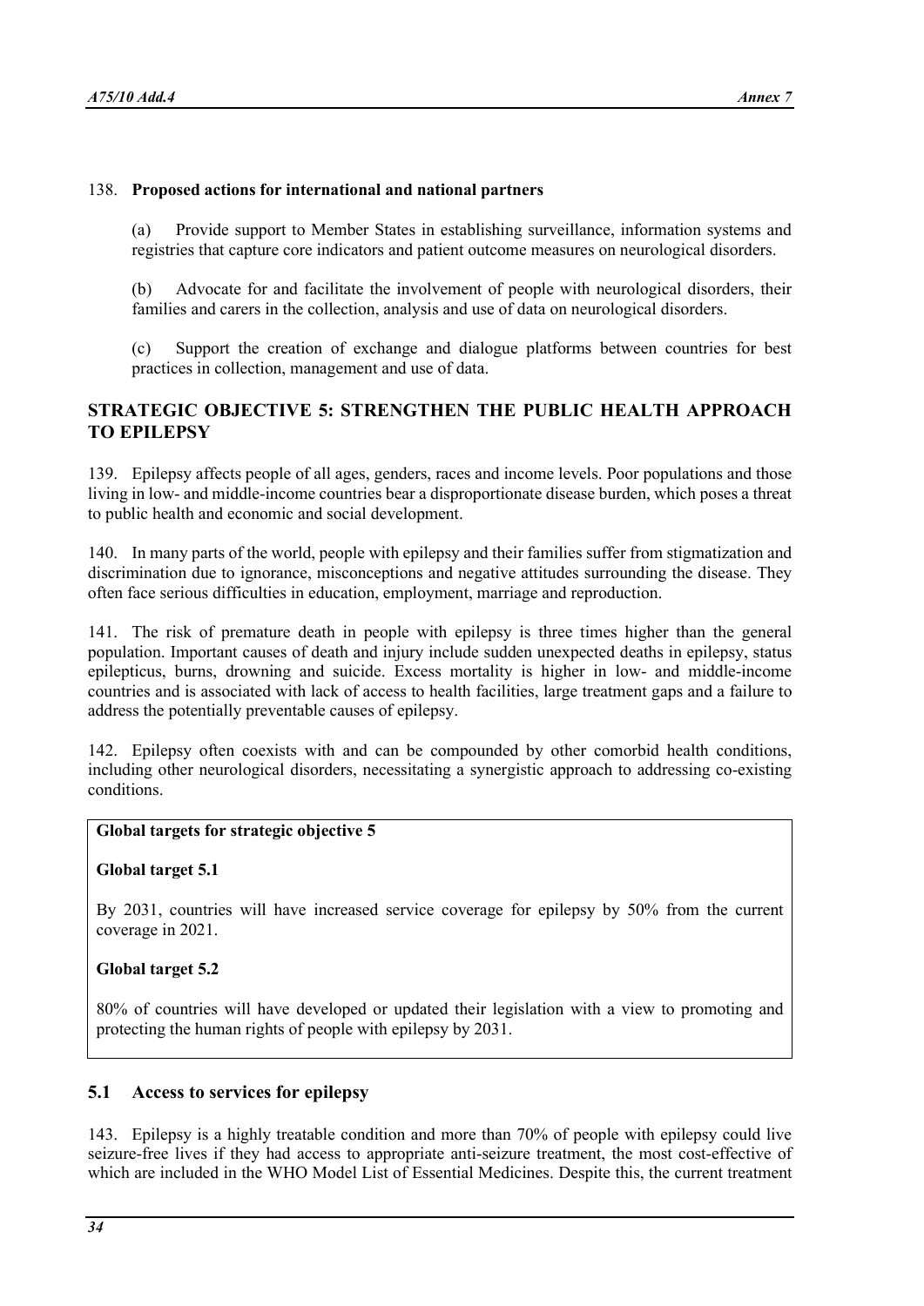138. **Proposed actions for international and national partners**

(a) Provide support to Member States in establishing surveillance, information systems and registries that capture core indicators and patient outcome measures on neurological disorders.

(b) Advocate for and facilitate the involvement of people with neurological disorders, their families and carers in the collection, analysis and use of data on neurological disorders.

(c) Support the creation of exchange and dialogue platforms between countries for best practices in collection, management and use of data.

## STRATEGIC OBJECTIVE 5: STRENGTHEN THE PUBLIC HEALTH APPROACH TO EPILEPSY

139. Epilepsy affects people of all ages, genders, races and income levels. Poor populations and those living in low- and middle-income countries bear a disproportionate disease burden, which poses a threat to public health and economic and social development.

140. In many parts of the world, people with epilepsy and their families suffer from stigmatization and discrimination due to ignorance, misconceptions and negative attitudes surrounding the disease. They often face serious difficulties in education, employment, marriage and reproduction.

141. The risk of premature death in people with epilepsy is three times higher than the general population. Important causes of death and injury include sudden unexpected deaths in epilepsy, status epilepticus, burns, drowning and suicide. Excess mortality is higher in low- and middle-income countries and is associated with lack of access to health facilities, large treatment gaps and a failure to address the potentially preventable causes of epilepsy.

142. Epilepsy often coexists with and can be compounded by other comorbid health conditions, including other neurological disorders, necessitating a synergistic approach to addressing co-existing conditions.

**Global targets for strategic objective 5**

**Global target 5.1**

By 2031, countries will have increased service coverage for epilepsy by 50% from the current coverage in 2021.

**Global target 5.2**

80% of countries will have developed or updated their legislation with a view to promoting and protecting the human rights of people with epilepsy by 2031.

### 5.1 Access to services for epilepsy

143. Epilepsy is a highly treatable condition and more than 70% of people with epilepsy could live seizure-free lives if they had access to appropriate anti-seizure treatment, the most cost-effective of which are included in the WHO Model List of Essential Medicines. Despite this, the current treatment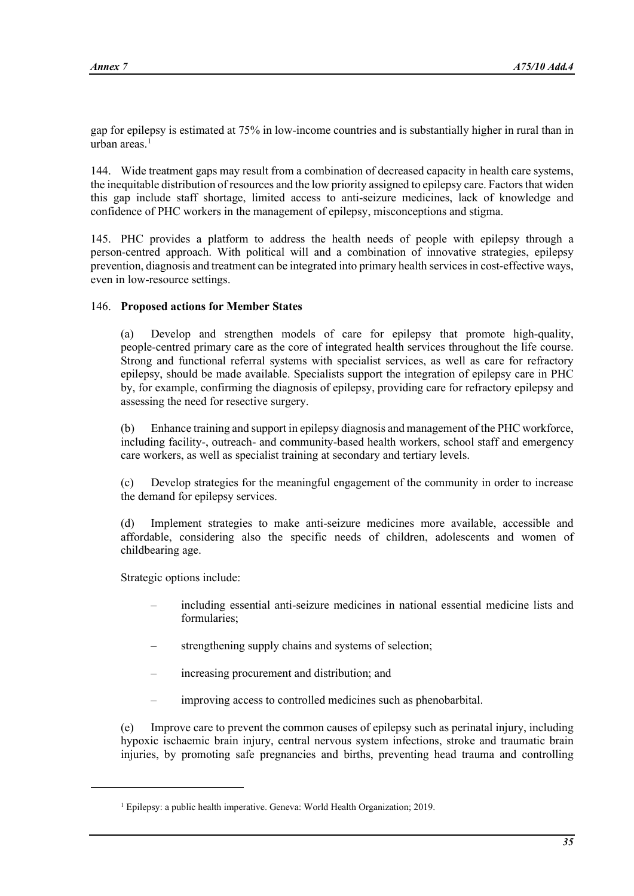gap for epilepsy is estimated at 75% in low-income countries and is substantially higher in rural than in urban areas.[1]

144. Wide treatment gaps may result from a combination of decreased capacity in health care systems, the inequitable distribution of resources and the low priority assigned to epilepsy care. Factors that widen this gap include staff shortage, limited access to anti-seizure medicines, lack of knowledge and confidence of PHC workers in the management of epilepsy, misconceptions and stigma.

145. PHC provides a platform to address the health needs of people with epilepsy through a person-centred approach. With political will and a combination of innovative strategies, epilepsy prevention, diagnosis and treatment can be integrated into primary health services in cost-effective ways, even in low-resource settings.

146. **Proposed actions for Member States**

(a) Develop and strengthen models of care for epilepsy that promote high-quality, people-centred primary care as the core of integrated health services throughout the life course. Strong and functional referral systems with specialist services, as well as care for refractory epilepsy, should be made available. Specialists support the integration of epilepsy care in PHC by, for example, confirming the diagnosis of epilepsy, providing care for refractory epilepsy and assessing the need for resective surgery.

(b) Enhance training and support in epilepsy diagnosis and management of the PHC workforce, including facility-, outreach- and community-based health workers, school staff and emergency care workers, as well as specialist training at secondary and tertiary levels.

(c) Develop strategies for the meaningful engagement of the community in order to increase the demand for epilepsy services.

(d) Implement strategies to make anti-seizure medicines more available, accessible and affordable, considering also the specific needs of children, adolescents and women of childbearing age.

Strategic options include:

- including essential anti-seizure medicines in national essential medicine lists and formularies;
- strengthening supply chains and systems of selection;
- increasing procurement and distribution; and
- improving access to controlled medicines such as phenobarbital.

(e) Improve care to prevent the common causes of epilepsy such as perinatal injury, including hypoxic ischaemic brain injury, central nervous system infections, stroke and traumatic brain injuries, by promoting safe pregnancies and births, preventing head trauma and controlling

[1] Epilepsy: a public health imperative. Geneva: World Health Organization; 2019.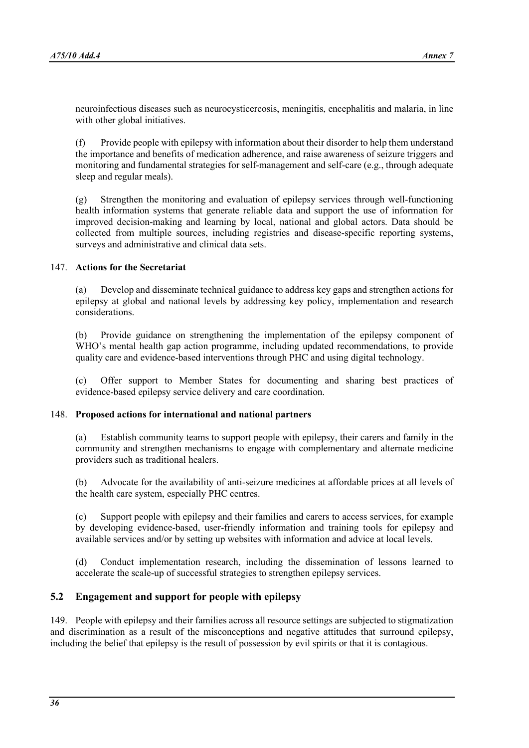neuroinfectious diseases such as neurocysticercosis, meningitis, encephalitis and malaria, in line with other global initiatives.

(f) Provide people with epilepsy with information about their disorder to help them understand the importance and benefits of medication adherence, and raise awareness of seizure triggers and monitoring and fundamental strategies for self-management and self-care (e.g., through adequate sleep and regular meals).

(g) Strengthen the monitoring and evaluation of epilepsy services through well-functioning health information systems that generate reliable data and support the use of information for improved decision-making and learning by local, national and global actors. Data should be collected from multiple sources, including registries and disease-specific reporting systems, surveys and administrative and clinical data sets.

147. **Actions for the Secretariat**

(a) Develop and disseminate technical guidance to address key gaps and strengthen actions for epilepsy at global and national levels by addressing key policy, implementation and research considerations.

(b) Provide guidance on strengthening the implementation of the epilepsy component of WHO's mental health gap action programme, including updated recommendations, to provide quality care and evidence-based interventions through PHC and using digital technology.

(c) Offer support to Member States for documenting and sharing best practices of evidence-based epilepsy service delivery and care coordination.

148. **Proposed actions for international and national partners**

(a) Establish community teams to support people with epilepsy, their carers and family in the community and strengthen mechanisms to engage with complementary and alternate medicine providers such as traditional healers.

(b) Advocate for the availability of anti-seizure medicines at affordable prices at all levels of the health care system, especially PHC centres.

(c) Support people with epilepsy and their families and carers to access services, for example by developing evidence-based, user-friendly information and training tools for epilepsy and available services and/or by setting up websites with information and advice at local levels.

(d) Conduct implementation research, including the dissemination of lessons learned to accelerate the scale-up of successful strategies to strengthen epilepsy services.

## 5.2 Engagement and support for people with epilepsy

149. People with epilepsy and their families across all resource settings are subjected to stigmatization and discrimination as a result of the misconceptions and negative attitudes that surround epilepsy, including the belief that epilepsy is the result of possession by evil spirits or that it is contagious.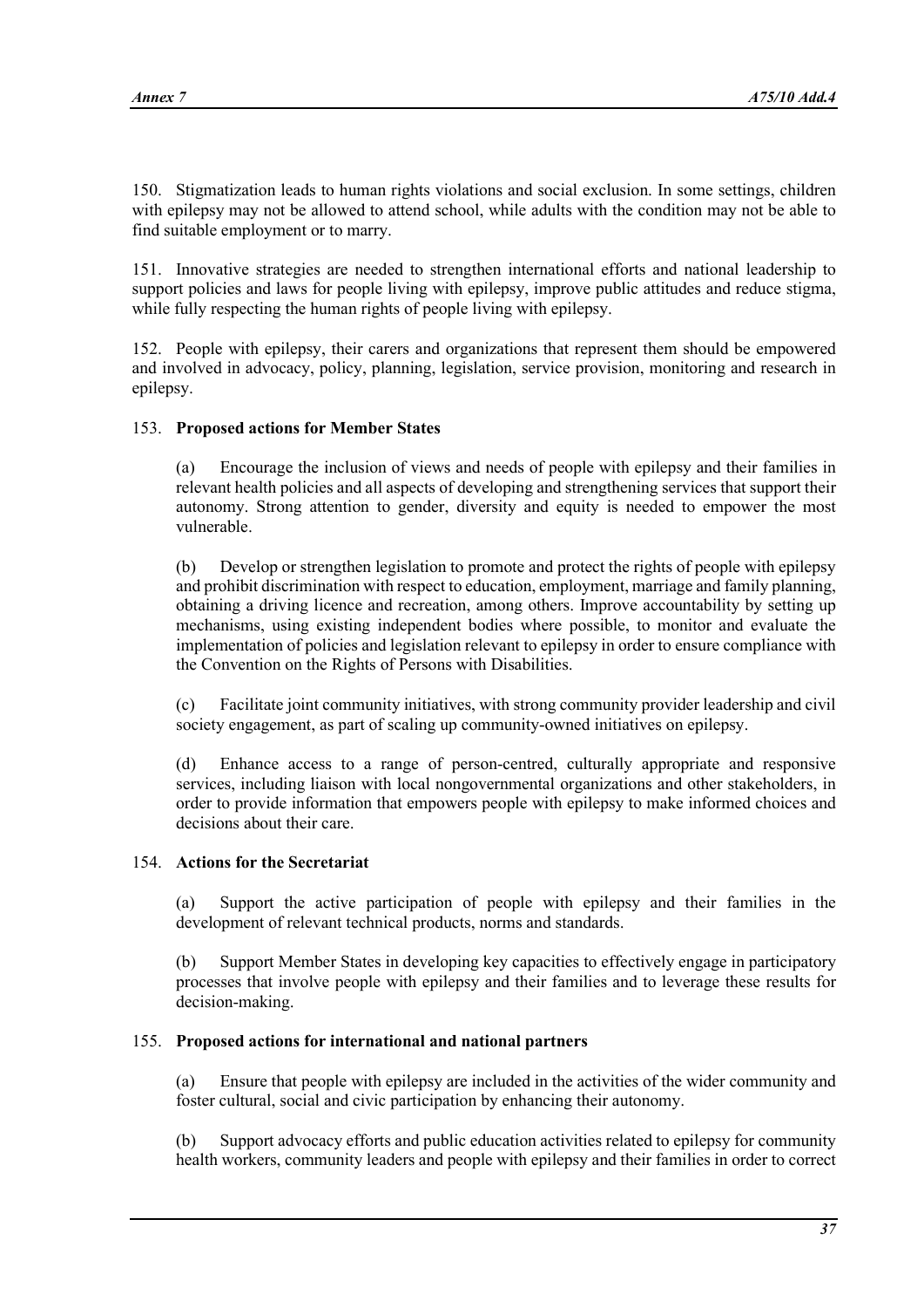150. Stigmatization leads to human rights violations and social exclusion. In some settings, children with epilepsy may not be allowed to attend school, while adults with the condition may not be able to find suitable employment or to marry.

151. Innovative strategies are needed to strengthen international efforts and national leadership to support policies and laws for people living with epilepsy, improve public attitudes and reduce stigma, while fully respecting the human rights of people living with epilepsy.

152. People with epilepsy, their carers and organizations that represent them should be empowered and involved in advocacy, policy, planning, legislation, service provision, monitoring and research in epilepsy.

153. **Proposed actions for Member States**

(a) Encourage the inclusion of views and needs of people with epilepsy and their families in relevant health policies and all aspects of developing and strengthening services that support their autonomy. Strong attention to gender, diversity and equity is needed to empower the most vulnerable.

(b) Develop or strengthen legislation to promote and protect the rights of people with epilepsy and prohibit discrimination with respect to education, employment, marriage and family planning, obtaining a driving licence and recreation, among others. Improve accountability by setting up mechanisms, using existing independent bodies where possible, to monitor and evaluate the implementation of policies and legislation relevant to epilepsy in order to ensure compliance with the Convention on the Rights of Persons with Disabilities.

(c) Facilitate joint community initiatives, with strong community provider leadership and civil society engagement, as part of scaling up community-owned initiatives on epilepsy.

(d) Enhance access to a range of person-centred, culturally appropriate and responsive services, including liaison with local nongovernmental organizations and other stakeholders, in order to provide information that empowers people with epilepsy to make informed choices and decisions about their care.

154. **Actions for the Secretariat**

(a) Support the active participation of people with epilepsy and their families in the development of relevant technical products, norms and standards.

(b) Support Member States in developing key capacities to effectively engage in participatory processes that involve people with epilepsy and their families and to leverage these results for decision-making.

155. **Proposed actions for international and national partners**

(a) Ensure that people with epilepsy are included in the activities of the wider community and foster cultural, social and civic participation by enhancing their autonomy.

(b) Support advocacy efforts and public education activities related to epilepsy for community health workers, community leaders and people with epilepsy and their families in order to correct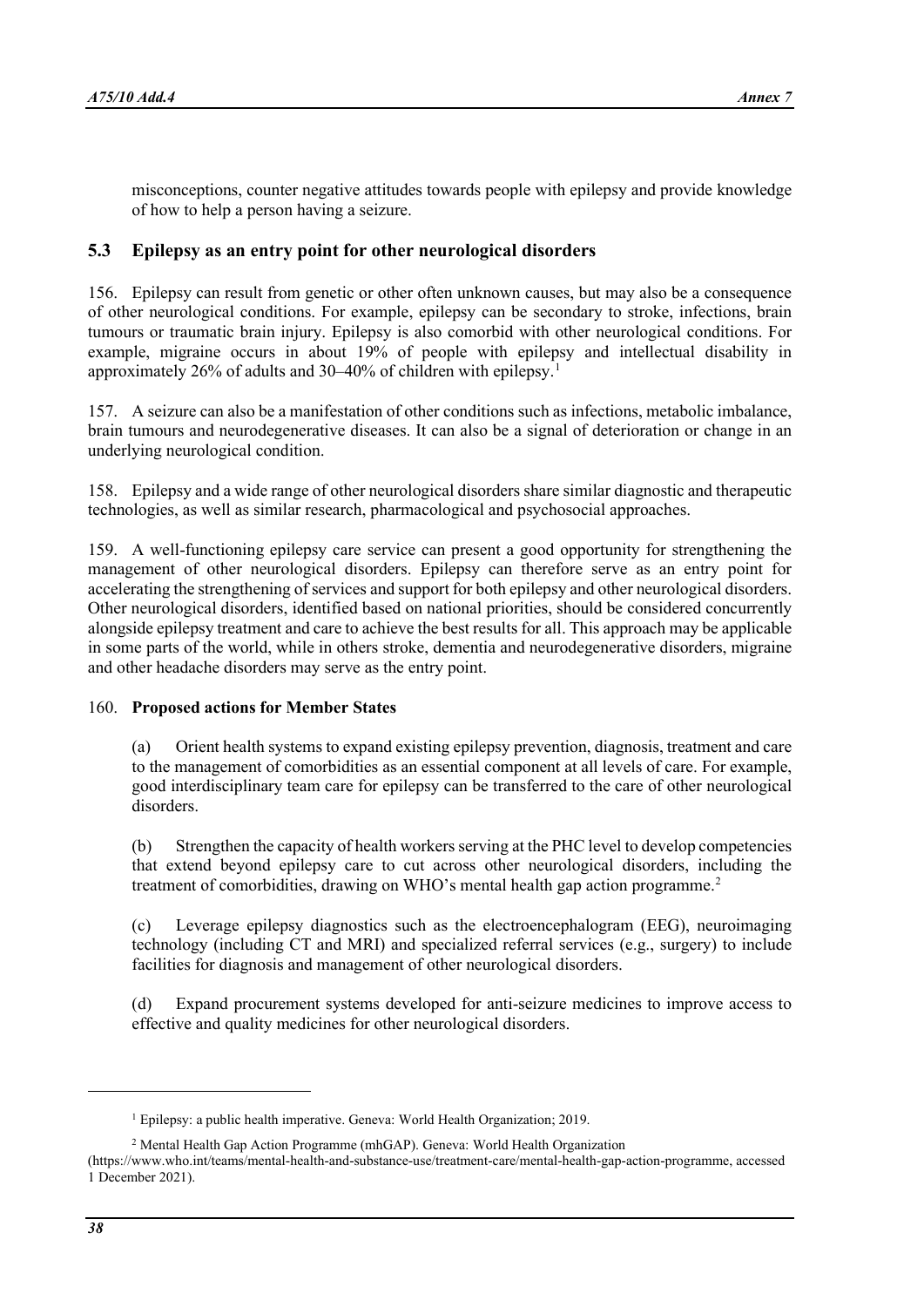misconceptions, counter negative attitudes towards people with epilepsy and provide knowledge of how to help a person having a seizure.

## 5.3 Epilepsy as an entry point for other neurological disorders

156. Epilepsy can result from genetic or other often unknown causes, but may also be a consequence of other neurological conditions. For example, epilepsy can be secondary to stroke, infections, brain tumours or traumatic brain injury. Epilepsy is also comorbid with other neurological conditions. For example, migraine occurs in about 19% of people with epilepsy and intellectual disability in approximately 26% of adults and 30–40% of children with epilepsy.[1]

157. A seizure can also be a manifestation of other conditions such as infections, metabolic imbalance, brain tumours and neurodegenerative diseases. It can also be a signal of deterioration or change in an underlying neurological condition.

158. Epilepsy and a wide range of other neurological disorders share similar diagnostic and therapeutic technologies, as well as similar research, pharmacological and psychosocial approaches.

159. A well-functioning epilepsy care service can present a good opportunity for strengthening the management of other neurological disorders. Epilepsy can therefore serve as an entry point for accelerating the strengthening of services and support for both epilepsy and other neurological disorders. Other neurological disorders, identified based on national priorities, should be considered concurrently alongside epilepsy treatment and care to achieve the best results for all. This approach may be applicable in some parts of the world, while in others stroke, dementia and neurodegenerative disorders, migraine and other headache disorders may serve as the entry point.

160. **Proposed actions for Member States**

(a) Orient health systems to expand existing epilepsy prevention, diagnosis, treatment and care to the management of comorbidities as an essential component at all levels of care. For example, good interdisciplinary team care for epilepsy can be transferred to the care of other neurological disorders.

(b) Strengthen the capacity of health workers serving at the PHC level to develop competencies that extend beyond epilepsy care to cut across other neurological disorders, including the treatment of comorbidities, drawing on WHO's mental health gap action programme.[2]

(c) Leverage epilepsy diagnostics such as the electroencephalogram (EEG), neuroimaging technology (including CT and MRI) and specialized referral services (e.g., surgery) to include facilities for diagnosis and management of other neurological disorders.

(d) Expand procurement systems developed for anti-seizure medicines to improve access to effective and quality medicines for other neurological disorders.

---

[1] Epilepsy: a public health imperative. Geneva: World Health Organization; 2019.

[2] Mental Health Gap Action Programme (mhGAP). Geneva: World Health Organization (https://www.who.int/teams/mental-health-and-substance-use/treatment-care/mental-health-gap-action-programme, accessed 1 December 2021).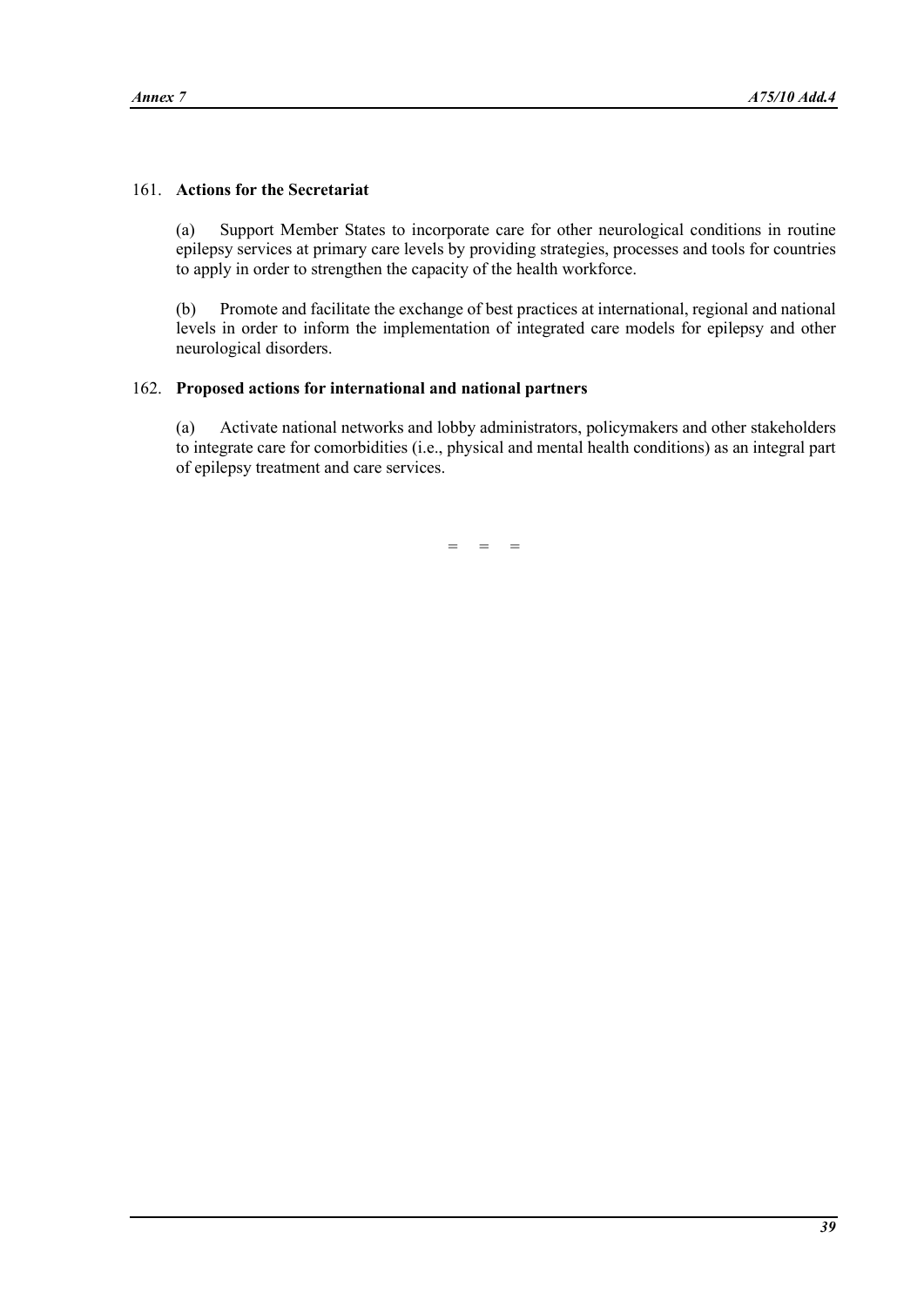161. **Actions for the Secretariat**

(a) Support Member States to incorporate care for other neurological conditions in routine epilepsy services at primary care levels by providing strategies, processes and tools for countries to apply in order to strengthen the capacity of the health workforce.

(b) Promote and facilitate the exchange of best practices at international, regional and national levels in order to inform the implementation of integrated care models for epilepsy and other neurological disorders.

162. **Proposed actions for international and national partners**

(a) Activate national networks and lobby administrators, policymakers and other stakeholders to integrate care for comorbidities (i.e., physical and mental health conditions) as an integral part of epilepsy treatment and care services.

= = =